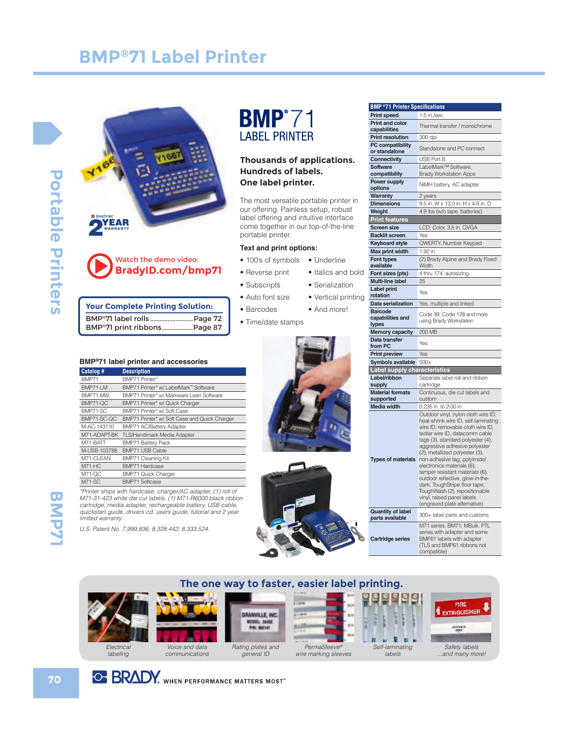# BMP®71 Label Printer

2 YEAR WARRANTY

Watch the demo video:
**BradyID.com/bmp71**

**Your Complete Printing Solution:**
BMP®71 label rolls ............................ Page 72
BMP®71 print ribbons ...................... Page 87

## BMP®71 LABEL PRINTER

### Thousands of applications. Hundreds of labels. One label printer.

The most versatile portable printer in our offering. Painless setup, robust label offering and intuitive interface come together in our top-of-the-line portable printer.

**Text and print options:**

- 100's of symbols
- Reverse print
- Subscripts
- Auto font size
- Barcodes
- Time/date stamps
- Underline
- Italics and bold
- Serialization
- Vertical printing
- And more!

### BMP®71 label printer and accessories

| Catalog # | Description |
|---|---|
| BMP71 | BMP71 Printer* |
| BMP71-LM | BMP71 Printer* w/ LabelMark™ Software |
| BMP71-MW | BMP71 Printer* w/ Markware Lean Software |
| BMP71-QC | BMP71 Printer* w/ Quick Charger |
| BMP71-SC | BMP71 Printer* w/ Soft Case |
| BMP71-SC-QC | BMP71 Printer* w/ Soft Case and Quick Charger |
| M-AC-143110 | BMP71 AC/Battery Adapter |
| M71-ADAPT-BK | TLS/Handimark Media Adapter |
| M71-BATT | BMP71 Battery Pack |
| M-USB-103788 | BMP71 USB Cable |
| M71-CLEAN | BMP71 Cleaning Kit |
| M71-HC | BMP71 Hardcase |
| M71-QC | BMP71 Quick Charger |
| M71-SC | BMP71 Softcase |

*\*Printer ships with hardcase, charger/AC adapter, (1) roll of M71-31-423 white die cut labels, (1) M71-R6000 black ribbon cartridge, media adapter, rechargeable battery, USB cable, quickstart guide, drivers cd, users guide, tutorial and 2 year limited warranty.*

*U.S. Patent No. 7,999,836; 8,328,442; 8,333,524.*

### BMP®71 Printer Specifications

| | |
|---|---|
| Print speed | 1.5 in./sec |
| Print and color capabilities | Thermal transfer / monochrome |
| Print resolution | 300 dpi |
| PC compatibility or standalone | Standalone and PC connect |
| Connectivity | USB Port B |
| Software compatibility | LabelMark™ Software, Brady Workstation Apps |
| Power supply options | NiMH battery, AC adapter |
| Warranty | 2 years |
| Dimensions | 9.5 in. W x 13.0 in. H x 4.6 in. D |
| Weight | 4.9 lbs (w/o tape, batteries) |
| **Print features** | |
| Screen size | LCD, Color, 3.5 in. QVGA |
| Backlit screen | Yes |
| Keyboard style | QWERTY, Number Keypad |
| Max print width | 1.92 in. |
| Font types available | (2) Brady Alpine and Brady Fixed Width |
| Font sizes (pts) | 4 thru 174, autosizing |
| Multi-line label | 25 |
| Label print rotation | Yes |
| Data serialization | Yes, multiple and linked |
| Barcode capabilities and types | Code 39, Code 128 and more using Brady Workstation |
| Memory capacity | 200 MB |
| Data transfer from PC | Yes |
| Print preview | Yes |
| Symbols available | 500+ |
| **Label supply characteristics** | |
| Label/ribbon supply | Separate label roll and ribbon cartridge |
| Material formats supported | Continuous, die cut labels and custom |
| Media width | 0.235 in. to 2.00 in. |
| Types of materials | Outdoor vinyl, nylon cloth wire ID, heat-shrink wire ID, self-laminating wire ID, removable cloth wire ID, tedlar wire ID, datacomm cable tags (3), standard polyester (4), aggressive adhesive polyester (2), metallized polyester (3), non-adhesive tag, polyimide/ electronics materials (6), tamper resistant materials (6), outdoor reflective, glow-in-the-dark, ToughStripe floor tape, ToughWash (2), repositionable vinyl, raised panel labels (engraved plate alternative) |
| Quantity of label parts available | 300+ label parts and customs |
| Cartridge series | M71 series, BM71, MBulk, PTL series with adapter and some BMP61 labels with adapter (TLS and BMP61 ribbons not compatible) |

### The one way to faster, easier label printing.

Electrical labeling | Voice and data communications | Rating plates and general ID | PermaSleeve® wire marking sleeves | Self-laminating labels | Safety labels ...and many more!

BRADY. WHEN PERFORMANCE MATTERS MOST™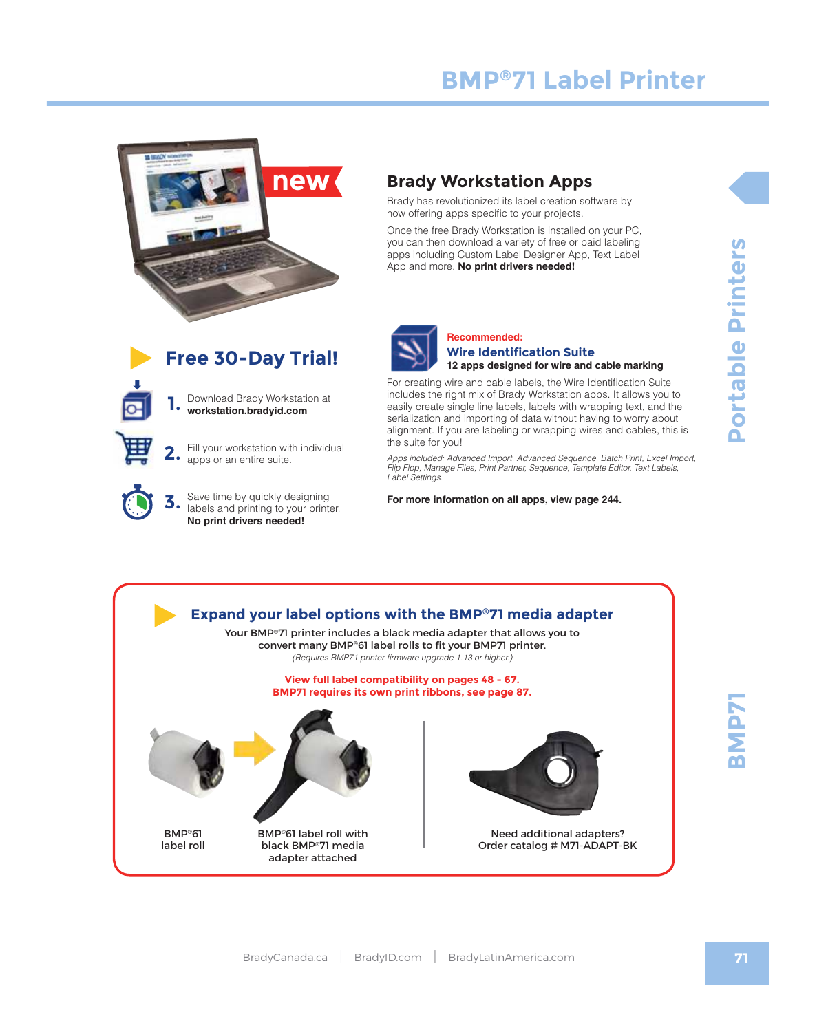# BMP®71 Label Printer

new

## Brady Workstation Apps

Brady has revolutionized its label creation software by now offering apps specific to your projects.

Once the free Brady Workstation is installed on your PC, you can then download a variety of free or paid labeling apps including Custom Label Designer App, Text Label App and more. **No print drivers needed!**

## Free 30-Day Trial!

1. Download Brady Workstation at **workstation.bradyid.com**
2. Fill your workstation with individual apps or an entire suite.
3. Save time by quickly designing labels and printing to your printer. **No print drivers needed!**

**Recommended:**

### Wire Identification Suite

**12 apps designed for wire and cable marking**

For creating wire and cable labels, the Wire Identification Suite includes the right mix of Brady Workstation apps. It allows you to easily create single line labels, labels with wrapping text, and the serialization and importing of data without having to worry about alignment. If you are labeling or wrapping wires and cables, this is the suite for you!

*Apps included: Advanced Import, Advanced Sequence, Batch Print, Excel Import, Flip Flop, Manage Files, Print Partner, Sequence, Template Editor, Text Labels, Label Settings.*

**For more information on all apps, view page 244.**

## Expand your label options with the BMP®71 media adapter

Your BMP®71 printer includes a black media adapter that allows you to convert many BMP®61 label rolls to fit your BMP71 printer.

*(Requires BMP71 printer firmware upgrade 1.13 or higher.)*

**View full label compatibility on pages 48 - 67.**
**BMP71 requires its own print ribbons, see page 87.**

BMP®61 label roll

BMP®61 label roll with black BMP®71 media adapter attached

Need additional adapters? Order catalog # M71-ADAPT-BK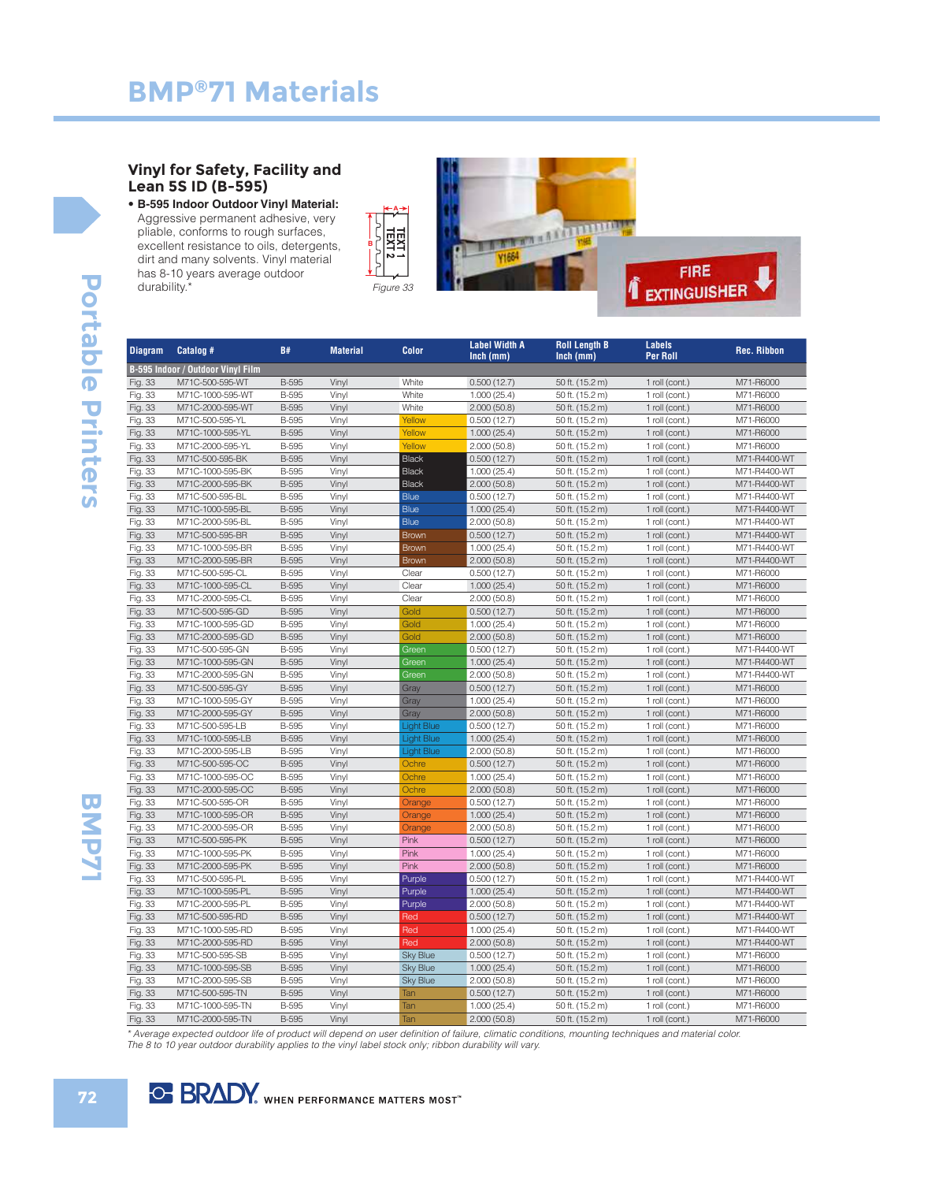# BMP®71 Materials

## Vinyl for Safety, Facility and Lean 5S ID (B-595)

- **B-595 Indoor Outdoor Vinyl Material:** Aggressive permanent adhesive, very pliable, conforms to rough surfaces, excellent resistance to oils, detergents, dirt and many solvents. Vinyl material has 8-10 years average outdoor durability.*

*Figure 33*

| Diagram | Catalog # | B# | Material | Color | Label Width A Inch (mm) | Roll Length B Inch (mm) | Labels Per Roll | Rec. Ribbon |
|---|---|---|---|---|---|---|---|---|
| **B-595 Indoor / Outdoor Vinyl Film** | | | | | | | | |
| Fig. 33 | M71C-500-595-WT | B-595 | Vinyl | White | 0.500 (12.7) | 50 ft. (15.2 m) | 1 roll (cont.) | M71-R6000 |
| Fig. 33 | M71C-1000-595-WT | B-595 | Vinyl | White | 1.000 (25.4) | 50 ft. (15.2 m) | 1 roll (cont.) | M71-R6000 |
| Fig. 33 | M71C-2000-595-WT | B-595 | Vinyl | White | 2.000 (50.8) | 50 ft. (15.2 m) | 1 roll (cont.) | M71-R6000 |
| Fig. 33 | M71C-500-595-YL | B-595 | Vinyl | Yellow | 0.500 (12.7) | 50 ft. (15.2 m) | 1 roll (cont.) | M71-R6000 |
| Fig. 33 | M71C-1000-595-YL | B-595 | Vinyl | Yellow | 1.000 (25.4) | 50 ft. (15.2 m) | 1 roll (cont.) | M71-R6000 |
| Fig. 33 | M71C-2000-595-YL | B-595 | Vinyl | Yellow | 2.000 (50.8) | 50 ft. (15.2 m) | 1 roll (cont.) | M71-R6000 |
| Fig. 33 | M71C-500-595-BK | B-595 | Vinyl | Black | 0.500 (12.7) | 50 ft. (15.2 m) | 1 roll (cont.) | M71-R4400-WT |
| Fig. 33 | M71C-1000-595-BK | B-595 | Vinyl | Black | 1.000 (25.4) | 50 ft. (15.2 m) | 1 roll (cont.) | M71-R4400-WT |
| Fig. 33 | M71C-2000-595-BK | B-595 | Vinyl | Black | 2.000 (50.8) | 50 ft. (15.2 m) | 1 roll (cont.) | M71-R4400-WT |
| Fig. 33 | M71C-500-595-BL | B-595 | Vinyl | Blue | 0.500 (12.7) | 50 ft. (15.2 m) | 1 roll (cont.) | M71-R4400-WT |
| Fig. 33 | M71C-1000-595-BL | B-595 | Vinyl | Blue | 1.000 (25.4) | 50 ft. (15.2 m) | 1 roll (cont.) | M71-R4400-WT |
| Fig. 33 | M71C-2000-595-BL | B-595 | Vinyl | Blue | 2.000 (50.8) | 50 ft. (15.2 m) | 1 roll (cont.) | M71-R4400-WT |
| Fig. 33 | M71C-500-595-BR | B-595 | Vinyl | Brown | 0.500 (12.7) | 50 ft. (15.2 m) | 1 roll (cont.) | M71-R4400-WT |
| Fig. 33 | M71C-1000-595-BR | B-595 | Vinyl | Brown | 1.000 (25.4) | 50 ft. (15.2 m) | 1 roll (cont.) | M71-R4400-WT |
| Fig. 33 | M71C-2000-595-BR | B-595 | Vinyl | Brown | 2.000 (50.8) | 50 ft. (15.2 m) | 1 roll (cont.) | M71-R4400-WT |
| Fig. 33 | M71C-500-595-CL | B-595 | Vinyl | Clear | 0.500 (12.7) | 50 ft. (15.2 m) | 1 roll (cont.) | M71-R6000 |
| Fig. 33 | M71C-1000-595-CL | B-595 | Vinyl | Clear | 1.000 (25.4) | 50 ft. (15.2 m) | 1 roll (cont.) | M71-R6000 |
| Fig. 33 | M71C-2000-595-CL | B-595 | Vinyl | Clear | 2.000 (50.8) | 50 ft. (15.2 m) | 1 roll (cont.) | M71-R6000 |
| Fig. 33 | M71C-500-595-GD | B-595 | Vinyl | Gold | 0.500 (12.7) | 50 ft. (15.2 m) | 1 roll (cont.) | M71-R6000 |
| Fig. 33 | M71C-1000-595-GD | B-595 | Vinyl | Gold | 1.000 (25.4) | 50 ft. (15.2 m) | 1 roll (cont.) | M71-R6000 |
| Fig. 33 | M71C-2000-595-GD | B-595 | Vinyl | Gold | 2.000 (50.8) | 50 ft. (15.2 m) | 1 roll (cont.) | M71-R6000 |
| Fig. 33 | M71C-500-595-GN | B-595 | Vinyl | Green | 0.500 (12.7) | 50 ft. (15.2 m) | 1 roll (cont.) | M71-R4400-WT |
| Fig. 33 | M71C-1000-595-GN | B-595 | Vinyl | Green | 1.000 (25.4) | 50 ft. (15.2 m) | 1 roll (cont.) | M71-R4400-WT |
| Fig. 33 | M71C-2000-595-GN | B-595 | Vinyl | Green | 2.000 (50.8) | 50 ft. (15.2 m) | 1 roll (cont.) | M71-R4400-WT |
| Fig. 33 | M71C-500-595-GY | B-595 | Vinyl | Gray | 0.500 (12.7) | 50 ft. (15.2 m) | 1 roll (cont.) | M71-R6000 |
| Fig. 33 | M71C-1000-595-GY | B-595 | Vinyl | Gray | 1.000 (25.4) | 50 ft. (15.2 m) | 1 roll (cont.) | M71-R6000 |
| Fig. 33 | M71C-2000-595-GY | B-595 | Vinyl | Gray | 2.000 (50.8) | 50 ft. (15.2 m) | 1 roll (cont.) | M71-R6000 |
| Fig. 33 | M71C-500-595-LB | B-595 | Vinyl | Light Blue | 0.500 (12.7) | 50 ft. (15.2 m) | 1 roll (cont.) | M71-R6000 |
| Fig. 33 | M71C-1000-595-LB | B-595 | Vinyl | Light Blue | 1.000 (25.4) | 50 ft. (15.2 m) | 1 roll (cont.) | M71-R6000 |
| Fig. 33 | M71C-2000-595-LB | B-595 | Vinyl | Light Blue | 2.000 (50.8) | 50 ft. (15.2 m) | 1 roll (cont.) | M71-R6000 |
| Fig. 33 | M71C-500-595-OC | B-595 | Vinyl | Ochre | 0.500 (12.7) | 50 ft. (15.2 m) | 1 roll (cont.) | M71-R6000 |
| Fig. 33 | M71C-1000-595-OC | B-595 | Vinyl | Ochre | 1.000 (25.4) | 50 ft. (15.2 m) | 1 roll (cont.) | M71-R6000 |
| Fig. 33 | M71C-2000-595-OC | B-595 | Vinyl | Ochre | 2.000 (50.8) | 50 ft. (15.2 m) | 1 roll (cont.) | M71-R6000 |
| Fig. 33 | M71C-500-595-OR | B-595 | Vinyl | Orange | 0.500 (12.7) | 50 ft. (15.2 m) | 1 roll (cont.) | M71-R6000 |
| Fig. 33 | M71C-1000-595-OR | B-595 | Vinyl | Orange | 1.000 (25.4) | 50 ft. (15.2 m) | 1 roll (cont.) | M71-R6000 |
| Fig. 33 | M71C-2000-595-OR | B-595 | Vinyl | Orange | 2.000 (50.8) | 50 ft. (15.2 m) | 1 roll (cont.) | M71-R6000 |
| Fig. 33 | M71C-500-595-PK | B-595 | Vinyl | Pink | 0.500 (12.7) | 50 ft. (15.2 m) | 1 roll (cont.) | M71-R6000 |
| Fig. 33 | M71C-1000-595-PK | B-595 | Vinyl | Pink | 1.000 (25.4) | 50 ft. (15.2 m) | 1 roll (cont.) | M71-R6000 |
| Fig. 33 | M71C-2000-595-PK | B-595 | Vinyl | Pink | 2.000 (50.8) | 50 ft. (15.2 m) | 1 roll (cont.) | M71-R6000 |
| Fig. 33 | M71C-500-595-PL | B-595 | Vinyl | Purple | 0.500 (12.7) | 50 ft. (15.2 m) | 1 roll (cont.) | M71-R4400-WT |
| Fig. 33 | M71C-1000-595-PL | B-595 | Vinyl | Purple | 1.000 (25.4) | 50 ft. (15.2 m) | 1 roll (cont.) | M71-R4400-WT |
| Fig. 33 | M71C-2000-595-PL | B-595 | Vinyl | Purple | 2.000 (50.8) | 50 ft. (15.2 m) | 1 roll (cont.) | M71-R4400-WT |
| Fig. 33 | M71C-500-595-RD | B-595 | Vinyl | Red | 0.500 (12.7) | 50 ft. (15.2 m) | 1 roll (cont.) | M71-R4400-WT |
| Fig. 33 | M71C-1000-595-RD | B-595 | Vinyl | Red | 1.000 (25.4) | 50 ft. (15.2 m) | 1 roll (cont.) | M71-R4400-WT |
| Fig. 33 | M71C-2000-595-RD | B-595 | Vinyl | Red | 2.000 (50.8) | 50 ft. (15.2 m) | 1 roll (cont.) | M71-R4400-WT |
| Fig. 33 | M71C-500-595-SB | B-595 | Vinyl | Sky Blue | 0.500 (12.7) | 50 ft. (15.2 m) | 1 roll (cont.) | M71-R6000 |
| Fig. 33 | M71C-1000-595-SB | B-595 | Vinyl | Sky Blue | 1.000 (25.4) | 50 ft. (15.2 m) | 1 roll (cont.) | M71-R6000 |
| Fig. 33 | M71C-2000-595-SB | B-595 | Vinyl | Sky Blue | 2.000 (50.8) | 50 ft. (15.2 m) | 1 roll (cont.) | M71-R6000 |
| Fig. 33 | M71C-500-595-TN | B-595 | Vinyl | Tan | 0.500 (12.7) | 50 ft. (15.2 m) | 1 roll (cont.) | M71-R6000 |
| Fig. 33 | M71C-1000-595-TN | B-595 | Vinyl | Tan | 1.000 (25.4) | 50 ft. (15.2 m) | 1 roll (cont.) | M71-R6000 |
| Fig. 33 | M71C-2000-595-TN | B-595 | Vinyl | Tan | 2.000 (50.8) | 50 ft. (15.2 m) | 1 roll (cont.) | M71-R6000 |

*\* Average expected outdoor life of product will depend on user definition of failure, climatic conditions, mounting techniques and material color. The 8 to 10 year outdoor durability applies to the vinyl label stock only; ribbon durability will vary.*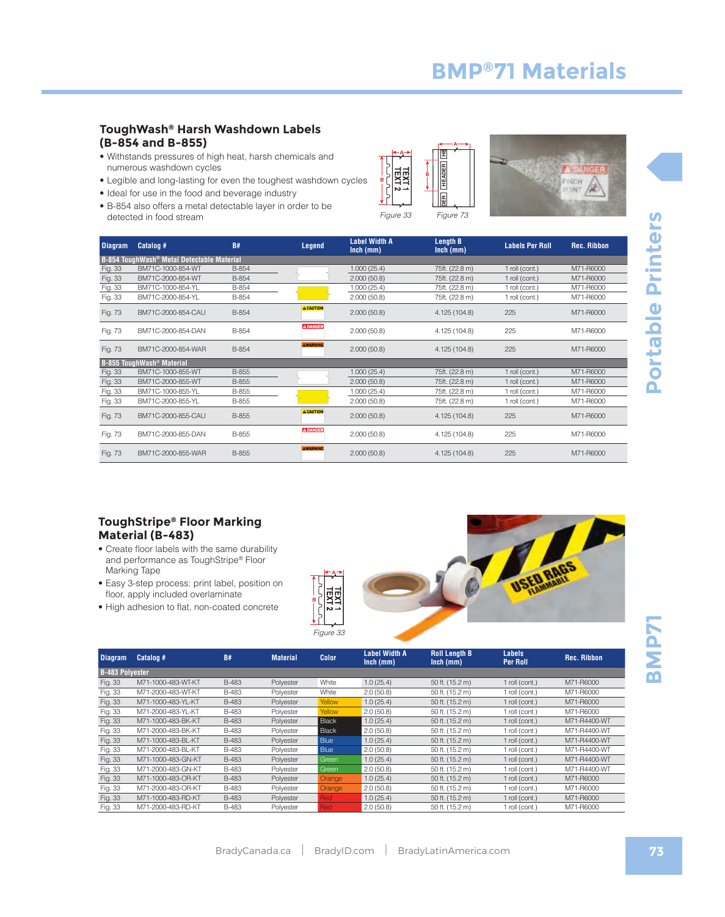# BMP®71 Materials

## ToughWash® Harsh Washdown Labels (B-854 and B-855)

- Withstands pressures of high heat, harsh chemicals and numerous washdown cycles
- Legible and long-lasting for even the toughest washdown cycles
- Ideal for use in the food and beverage industry
- B-854 also offers a metal detectable layer in order to be detected in food stream

Figure 33 Figure 73

| Diagram | Catalog # | B# | Legend | Label Width A Inch (mm) | Length B Inch (mm) | Labels Per Roll | Rec. Ribbon |
|---|---|---|---|---|---|---|---|
| **B-854 ToughWash® Metal Detectable Material** | | | | | | | |
| Fig. 33 | BM71C-1000-854-WT | B-854 | | 1.000 (25.4) | 75ft. (22.8 m) | 1 roll (cont.) | M71-R6000 |
| Fig. 33 | BM71C-2000-854-WT | B-854 | | 2.000 (50.8) | 75ft. (22.8 m) | 1 roll (cont.) | M71-R6000 |
| Fig. 33 | BM71C-1000-854-YL | B-854 | | 1.000 (25.4) | 75ft. (22.8 m) | 1 roll (cont.) | M71-R6000 |
| Fig. 33 | BM71C-2000-854-YL | B-854 | | 2.000 (50.8) | 75ft. (22.8 m) | 1 roll (cont.) | M71-R6000 |
| Fig. 73 | BM71C-2000-854-CAU | B-854 | CAUTION | 2.000 (50.8) | 4.125 (104.8) | 225 | M71-R6000 |
| Fig. 73 | BM71C-2000-854-DAN | B-854 | DANGER | 2.000 (50.8) | 4.125 (104.8) | 225 | M71-R6000 |
| Fig. 73 | BM71C-2000-854-WAR | B-854 | WARNING | 2.000 (50.8) | 4.125 (104.8) | 225 | M71-R6000 |
| **B-855 ToughWash® Material** | | | | | | | |
| Fig. 33 | BM71C-1000-855-WT | B-855 | | 1.000 (25.4) | 75ft. (22.8 m) | 1 roll (cont.) | M71-R6000 |
| Fig. 33 | BM71C-2000-855-WT | B-855 | | 2.000 (50.8) | 75ft. (22.8 m) | 1 roll (cont.) | M71-R6000 |
| Fig. 33 | BM71C-1000-855-YL | B-855 | | 1.000 (25.4) | 75ft. (22.8 m) | 1 roll (cont.) | M71-R6000 |
| Fig. 33 | BM71C-2000-855-YL | B-855 | | 2.000 (50.8) | 75ft. (22.8 m) | 1 roll (cont.) | M71-R6000 |
| Fig. 73 | BM71C-2000-855-CAU | B-855 | CAUTION | 2.000 (50.8) | 4.125 (104.8) | 225 | M71-R6000 |
| Fig. 73 | BM71C-2000-855-DAN | B-855 | DANGER | 2.000 (50.8) | 4.125 (104.8) | 225 | M71-R6000 |
| Fig. 73 | BM71C-2000-855-WAR | B-855 | WARNING | 2.000 (50.8) | 4.125 (104.8) | 225 | M71-R6000 |

## ToughStripe® Floor Marking Material (B-483)

- Create floor labels with the same durability and performance as ToughStripe® Floor Marking Tape
- Easy 3-step process: print label, position on floor, apply included overlaminate
- High adhesion to flat, non-coated concrete

Figure 33

| Diagram | Catalog # | B# | Material | Color | Label Width A Inch (mm) | Roll Length B Inch (mm) | Labels Per Roll | Rec. Ribbon |
|---|---|---|---|---|---|---|---|---|
| **B-483 Polyester** | | | | | | | | |
| Fig. 33 | M71-1000-483-WT-KT | B-483 | Polyester | White | 1.0 (25.4) | 50 ft. (15.2 m) | 1 roll (cont.) | M71-R6000 |
| Fig. 33 | M71-2000-483-WT-KT | B-483 | Polyester | White | 2.0 (50.8) | 50 ft. (15.2 m) | 1 roll (cont.) | M71-R6000 |
| Fig. 33 | M71-1000-483-YL-KT | B-483 | Polyester | Yellow | 1.0 (25.4) | 50 ft. (15.2 m) | 1 roll (cont.) | M71-R6000 |
| Fig. 33 | M71-2000-483-YL-KT | B-483 | Polyester | Yellow | 2.0 (50.8) | 50 ft. (15.2 m) | 1 roll (cont.) | M71-R6000 |
| Fig. 33 | M71-1000-483-BK-KT | B-483 | Polyester | Black | 1.0 (25.4) | 50 ft. (15.2 m) | 1 roll (cont.) | M71-R4400-WT |
| Fig. 33 | M71-2000-483-BK-KT | B-483 | Polyester | Black | 2.0 (50.8) | 50 ft. (15.2 m) | 1 roll (cont.) | M71-R4400-WT |
| Fig. 33 | M71-1000-483-BL-KT | B-483 | Polyester | Blue | 1.0 (25.4) | 50 ft. (15.2 m) | 1 roll (cont.) | M71-R4400-WT |
| Fig. 33 | M71-2000-483-BL-KT | B-483 | Polyester | Blue | 2.0 (50.8) | 50 ft. (15.2 m) | 1 roll (cont.) | M71-R4400-WT |
| Fig. 33 | M71-1000-483-GN-KT | B-483 | Polyester | Green | 1.0 (25.4) | 50 ft. (15.2 m) | 1 roll (cont.) | M71-R4400-WT |
| Fig. 33 | M71-2000-483-GN-KT | B-483 | Polyester | Green | 2.0 (50.8) | 50 ft. (15.2 m) | 1 roll (cont.) | M71-R4400-WT |
| Fig. 33 | M71-1000-483-OR-KT | B-483 | Polyester | Orange | 1.0 (25.4) | 50 ft. (15.2 m) | 1 roll (cont.) | M71-R6000 |
| Fig. 33 | M71-2000-483-OR-KT | B-483 | Polyester | Orange | 2.0 (50.8) | 50 ft. (15.2 m) | 1 roll (cont.) | M71-R6000 |
| Fig. 33 | M71-1000-483-RD-KT | B-483 | Polyester | Red | 1.0 (25.4) | 50 ft. (15.2 m) | 1 roll (cont.) | M71-R6000 |
| Fig. 33 | M71-2000-483-RD-KT | B-483 | Polyester | Red | 2.0 (50.8) | 50 ft. (15.2 m) | 1 roll (cont.) | M71-R6000 |

BradyCanada.ca | BradyID.com | BradyLatinAmerica.com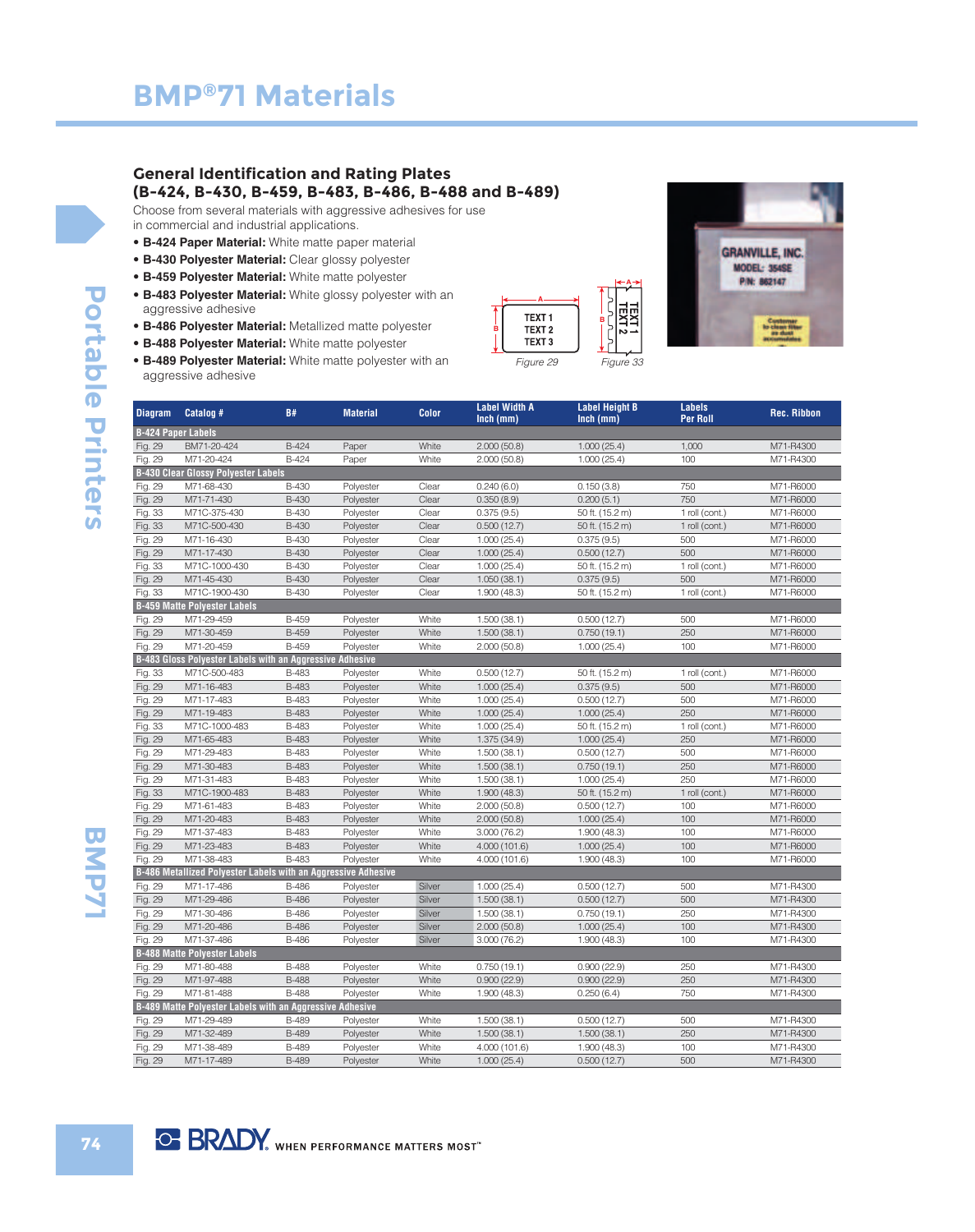# BMP®71 Materials

## General Identification and Rating Plates (B-424, B-430, B-459, B-483, B-486, B-488 and B-489)

Choose from several materials with aggressive adhesives for use in commercial and industrial applications.

- **B-424 Paper Material:** White matte paper material
- **B-430 Polyester Material:** Clear glossy polyester
- **B-459 Polyester Material:** White matte polyester
- **B-483 Polyester Material:** White glossy polyester with an aggressive adhesive
- **B-486 Polyester Material:** Metallized matte polyester
- **B-488 Polyester Material:** White matte polyester
- **B-489 Polyester Material:** White matte polyester with an aggressive adhesive

Figure 29    Figure 33

| Diagram | Catalog # | B# | Material | Color | Label Width A Inch (mm) | Label Height B Inch (mm) | Labels Per Roll | Rec. Ribbon |
|---|---|---|---|---|---|---|---|---|
| **B-424 Paper Labels** | | | | | | | | |
| Fig. 29 | BM71-20-424 | B-424 | Paper | White | 2.000 (50.8) | 1.000 (25.4) | 1,000 | M71-R4300 |
| Fig. 29 | M71-20-424 | B-424 | Paper | White | 2.000 (50.8) | 1.000 (25.4) | 100 | M71-R4300 |
| **B-430 Clear Glossy Polyester Labels** | | | | | | | | |
| Fig. 29 | M71-68-430 | B-430 | Polyester | Clear | 0.240 (6.0) | 0.150 (3.8) | 750 | M71-R6000 |
| Fig. 29 | M71-71-430 | B-430 | Polyester | Clear | 0.350 (8.9) | 0.200 (5.1) | 750 | M71-R6000 |
| Fig. 33 | M71C-375-430 | B-430 | Polyester | Clear | 0.375 (9.5) | 50 ft. (15.2 m) | 1 roll (cont.) | M71-R6000 |
| Fig. 33 | M71C-500-430 | B-430 | Polyester | Clear | 0.500 (12.7) | 50 ft. (15.2 m) | 1 roll (cont.) | M71-R6000 |
| Fig. 29 | M71-16-430 | B-430 | Polyester | Clear | 1.000 (25.4) | 0.375 (9.5) | 500 | M71-R6000 |
| Fig. 29 | M71-17-430 | B-430 | Polyester | Clear | 1.000 (25.4) | 0.500 (12.7) | 500 | M71-R6000 |
| Fig. 33 | M71C-1000-430 | B-430 | Polyester | Clear | 1.000 (25.4) | 50 ft. (15.2 m) | 1 roll (cont.) | M71-R6000 |
| Fig. 29 | M71-45-430 | B-430 | Polyester | Clear | 1.050 (38.1) | 0.375 (9.5) | 500 | M71-R6000 |
| Fig. 33 | M71C-1900-430 | B-430 | Polyester | Clear | 1.900 (48.3) | 50 ft. (15.2 m) | 1 roll (cont.) | M71-R6000 |
| **B-459 Matte Polyester Labels** | | | | | | | | |
| Fig. 29 | M71-29-459 | B-459 | Polyester | White | 1.500 (38.1) | 0.500 (12.7) | 500 | M71-R6000 |
| Fig. 29 | M71-30-459 | B-459 | Polyester | White | 1.500 (38.1) | 0.750 (19.1) | 250 | M71-R6000 |
| Fig. 29 | M71-20-459 | B-459 | Polyester | White | 2.000 (50.8) | 1.000 (25.4) | 100 | M71-R6000 |
| **B-483 Gloss Polyester Labels with an Aggressive Adhesive** | | | | | | | | |
| Fig. 33 | M71C-500-483 | B-483 | Polyester | White | 0.500 (12.7) | 50 ft. (15.2 m) | 1 roll (cont.) | M71-R6000 |
| Fig. 29 | M71-16-483 | B-483 | Polyester | White | 1.000 (25.4) | 0.375 (9.5) | 500 | M71-R6000 |
| Fig. 29 | M71-17-483 | B-483 | Polyester | White | 1.000 (25.4) | 0.500 (12.7) | 500 | M71-R6000 |
| Fig. 29 | M71-19-483 | B-483 | Polyester | White | 1.000 (25.4) | 1.000 (25.4) | 250 | M71-R6000 |
| Fig. 33 | M71C-1000-483 | B-483 | Polyester | White | 1.000 (25.4) | 50 ft. (15.2 m) | 1 roll (cont.) | M71-R6000 |
| Fig. 29 | M71-65-483 | B-483 | Polyester | White | 1.375 (34.9) | 1.000 (25.4) | 250 | M71-R6000 |
| Fig. 29 | M71-29-483 | B-483 | Polyester | White | 1.500 (38.1) | 0.500 (12.7) | 500 | M71-R6000 |
| Fig. 29 | M71-30-483 | B-483 | Polyester | White | 1.500 (38.1) | 0.750 (19.1) | 250 | M71-R6000 |
| Fig. 29 | M71-31-483 | B-483 | Polyester | White | 1.500 (38.1) | 1.000 (25.4) | 250 | M71-R6000 |
| Fig. 33 | M71C-1900-483 | B-483 | Polyester | White | 1.900 (48.3) | 50 ft. (15.2 m) | 1 roll (cont.) | M71-R6000 |
| Fig. 29 | M71-61-483 | B-483 | Polyester | White | 2.000 (50.8) | 0.500 (12.7) | 100 | M71-R6000 |
| Fig. 29 | M71-20-483 | B-483 | Polyester | White | 2.000 (50.8) | 1.000 (25.4) | 100 | M71-R6000 |
| Fig. 29 | M71-37-483 | B-483 | Polyester | White | 3.000 (76.2) | 1.900 (48.3) | 100 | M71-R6000 |
| Fig. 29 | M71-23-483 | B-483 | Polyester | White | 4.000 (101.6) | 1.000 (25.4) | 100 | M71-R6000 |
| Fig. 29 | M71-38-483 | B-483 | Polyester | White | 4.000 (101.6) | 1.900 (48.3) | 100 | M71-R6000 |
| **B-486 Metallized Polyester Labels with an Aggressive Adhesive** | | | | | | | | |
| Fig. 29 | M71-17-486 | B-486 | Polyester | Silver | 1.000 (25.4) | 0.500 (12.7) | 500 | M71-R4300 |
| Fig. 29 | M71-29-486 | B-486 | Polyester | Silver | 1.500 (38.1) | 0.500 (12.7) | 500 | M71-R4300 |
| Fig. 29 | M71-30-486 | B-486 | Polyester | Silver | 1.500 (38.1) | 0.750 (19.1) | 250 | M71-R4300 |
| Fig. 29 | M71-20-486 | B-486 | Polyester | Silver | 2.000 (50.8) | 1.000 (25.4) | 100 | M71-R4300 |
| Fig. 29 | M71-37-486 | B-486 | Polyester | Silver | 3.000 (76.2) | 1.900 (48.3) | 100 | M71-R4300 |
| **B-488 Matte Polyester Labels** | | | | | | | | |
| Fig. 29 | M71-80-488 | B-488 | Polyester | White | 0.750 (19.1) | 0.900 (22.9) | 250 | M71-R4300 |
| Fig. 29 | M71-97-488 | B-488 | Polyester | White | 0.900 (22.9) | 0.900 (22.9) | 250 | M71-R4300 |
| Fig. 29 | M71-81-488 | B-488 | Polyester | White | 1.900 (48.3) | 0.250 (6.4) | 750 | M71-R4300 |
| **B-489 Matte Polyester Labels with an Aggressive Adhesive** | | | | | | | | |
| Fig. 29 | M71-29-489 | B-489 | Polyester | White | 1.500 (38.1) | 0.500 (12.7) | 500 | M71-R4300 |
| Fig. 29 | M71-32-489 | B-489 | Polyester | White | 1.500 (38.1) | 1.500 (38.1) | 250 | M71-R4300 |
| Fig. 29 | M71-38-489 | B-489 | Polyester | White | 4.000 (101.6) | 1.900 (48.3) | 100 | M71-R4300 |
| Fig. 29 | M71-17-489 | B-489 | Polyester | White | 1.000 (25.4) | 0.500 (12.7) | 500 | M71-R4300 |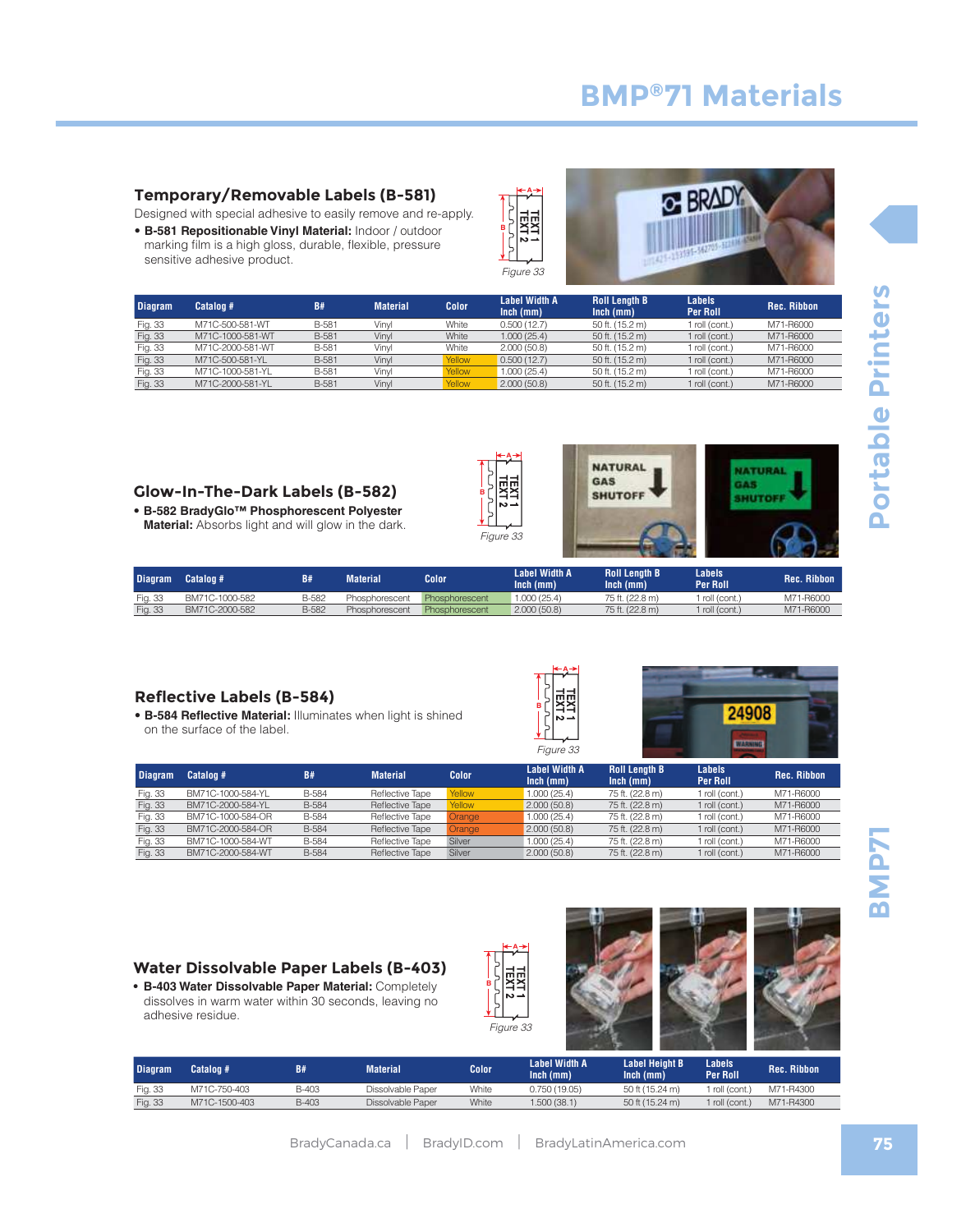# BMP®71 Materials

## Temporary/Removable Labels (B-581)

Designed with special adhesive to easily remove and re-apply.

- **B-581 Repositionable Vinyl Material:** Indoor / outdoor marking film is a high gloss, durable, flexible, pressure sensitive adhesive product.

Figure 33

| Diagram | Catalog # | B# | Material | Color | Label Width A Inch (mm) | Roll Length B Inch (mm) | Labels Per Roll | Rec. Ribbon |
|---|---|---|---|---|---|---|---|---|
| Fig. 33 | M71C-500-581-WT | B-581 | Vinyl | White | 0.500 (12.7) | 50 ft. (15.2 m) | 1 roll (cont.) | M71-R6000 |
| Fig. 33 | M71C-1000-581-WT | B-581 | Vinyl | White | 1.000 (25.4) | 50 ft. (15.2 m) | 1 roll (cont.) | M71-R6000 |
| Fig. 33 | M71C-2000-581-WT | B-581 | Vinyl | White | 2.000 (50.8) | 50 ft. (15.2 m) | 1 roll (cont.) | M71-R6000 |
| Fig. 33 | M71C-500-581-YL | B-581 | Vinyl | Yellow | 0.500 (12.7) | 50 ft. (15.2 m) | 1 roll (cont.) | M71-R6000 |
| Fig. 33 | M71C-1000-581-YL | B-581 | Vinyl | Yellow | 1.000 (25.4) | 50 ft. (15.2 m) | 1 roll (cont.) | M71-R6000 |
| Fig. 33 | M71C-2000-581-YL | B-581 | Vinyl | Yellow | 2.000 (50.8) | 50 ft. (15.2 m) | 1 roll (cont.) | M71-R6000 |

## Glow-In-The-Dark Labels (B-582)

- **B-582 BradyGlo™ Phosphorescent Polyester Material:** Absorbs light and will glow in the dark.

Figure 33

| Diagram | Catalog # | B# | Material | Color | Label Width A Inch (mm) | Roll Length B Inch (mm) | Labels Per Roll | Rec. Ribbon |
|---|---|---|---|---|---|---|---|---|
| Fig. 33 | BM71C-1000-582 | B-582 | Phosphorescent | Phosphorescent | 1.000 (25.4) | 75 ft. (22.8 m) | 1 roll (cont.) | M71-R6000 |
| Fig. 33 | BM71C-2000-582 | B-582 | Phosphorescent | Phosphorescent | 2.000 (50.8) | 75 ft. (22.8 m) | 1 roll (cont.) | M71-R6000 |

## Reflective Labels (B-584)

- **B-584 Reflective Material:** Illuminates when light is shined on the surface of the label.

Figure 33

| Diagram | Catalog # | B# | Material | Color | Label Width A Inch (mm) | Roll Length B Inch (mm) | Labels Per Roll | Rec. Ribbon |
|---|---|---|---|---|---|---|---|---|
| Fig. 33 | BM71C-1000-584-YL | B-584 | Reflective Tape | Yellow | 1.000 (25.4) | 75 ft. (22.8 m) | 1 roll (cont.) | M71-R6000 |
| Fig. 33 | BM71C-2000-584-YL | B-584 | Reflective Tape | Yellow | 2.000 (50.8) | 75 ft. (22.8 m) | 1 roll (cont.) | M71-R6000 |
| Fig. 33 | BM71C-1000-584-OR | B-584 | Reflective Tape | Orange | 1.000 (25.4) | 75 ft. (22.8 m) | 1 roll (cont.) | M71-R6000 |
| Fig. 33 | BM71C-2000-584-OR | B-584 | Reflective Tape | Orange | 2.000 (50.8) | 75 ft. (22.8 m) | 1 roll (cont.) | M71-R6000 |
| Fig. 33 | BM71C-1000-584-WT | B-584 | Reflective Tape | Silver | 1.000 (25.4) | 75 ft. (22.8 m) | 1 roll (cont.) | M71-R6000 |
| Fig. 33 | BM71C-2000-584-WT | B-584 | Reflective Tape | Silver | 2.000 (50.8) | 75 ft. (22.8 m) | 1 roll (cont.) | M71-R6000 |

## Water Dissolvable Paper Labels (B-403)

- **B-403 Water Dissolvable Paper Material:** Completely dissolves in warm water within 30 seconds, leaving no adhesive residue.

Figure 33

| Diagram | Catalog # | B# | Material | Color | Label Width A Inch (mm) | Label Height B Inch (mm) | Labels Per Roll | Rec. Ribbon |
|---|---|---|---|---|---|---|---|---|
| Fig. 33 | M71C-750-403 | B-403 | Dissolvable Paper | White | 0.750 (19.05) | 50 ft (15.24 m) | 1 roll (cont.) | M71-R4300 |
| Fig. 33 | M71C-1500-403 | B-403 | Dissolvable Paper | White | 1.500 (38.1) | 50 ft (15.24 m) | 1 roll (cont.) | M71-R4300 |

BradyCanada.ca | BradyID.com | BradyLatinAmerica.com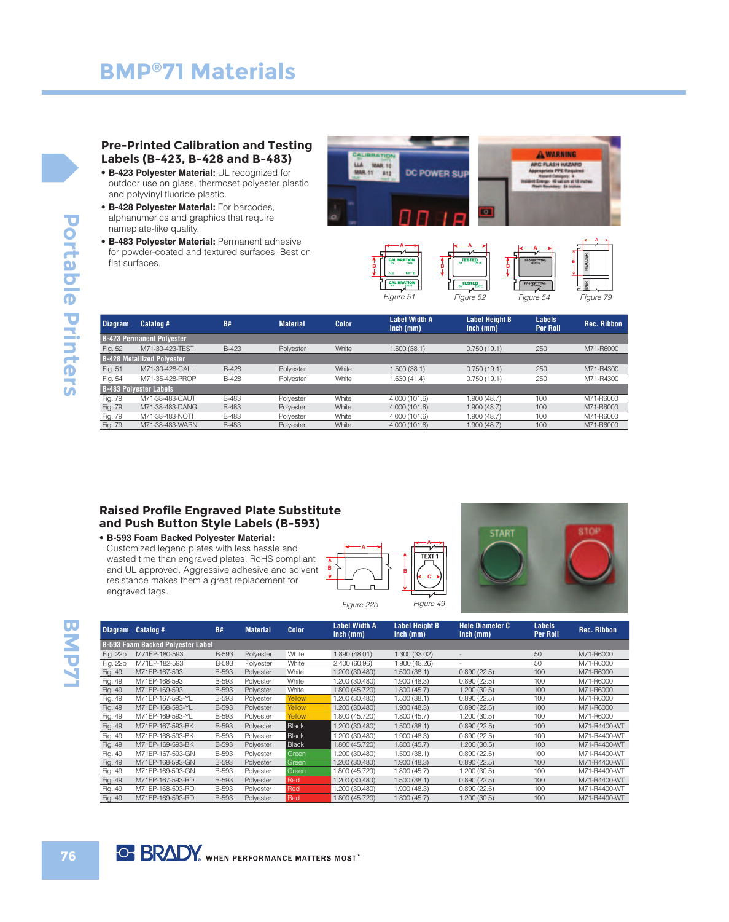# BMP®71 Materials

## Pre-Printed Calibration and Testing Labels (B-423, B-428 and B-483)

- **B-423 Polyester Material:** UL recognized for outdoor use on glass, thermoset polyester plastic and polyvinyl fluoride plastic.
- **B-428 Polyester Material:** For barcodes, alphanumerics and graphics that require nameplate-like quality.
- **B-483 Polyester Material:** Permanent adhesive for powder-coated and textured surfaces. Best on flat surfaces.

Figure 51 Figure 52 Figure 54 Figure 79

| Diagram | Catalog # | B# | Material | Color | Label Width A Inch (mm) | Label Height B Inch (mm) | Labels Per Roll | Rec. Ribbon |
|---|---|---|---|---|---|---|---|---|
| **B-423 Permanent Polyester** | | | | | | | | |
| Fig. 52 | M71-30-423-TEST | B-423 | Polyester | White | 1.500 (38.1) | 0.750 (19.1) | 250 | M71-R6000 |
| **B-428 Metallized Polyester** | | | | | | | | |
| Fig. 51 | M71-30-428-CALI | B-428 | Polyester | White | 1.500 (38.1) | 0.750 (19.1) | 250 | M71-R4300 |
| Fig. 54 | M71-35-428-PROP | B-428 | Polyester | White | 1.630 (41.4) | 0.750 (19.1) | 250 | M71-R4300 |
| **B-483 Polyester Labels** | | | | | | | | |
| Fig. 79 | M71-38-483-CAUT | B-483 | Polyester | White | 4.000 (101.6) | 1.900 (48.7) | 100 | M71-R6000 |
| Fig. 79 | M71-38-483-DANG | B-483 | Polyester | White | 4.000 (101.6) | 1.900 (48.7) | 100 | M71-R6000 |
| Fig. 79 | M71-38-483-NOTI | B-483 | Polyester | White | 4.000 (101.6) | 1.900 (48.7) | 100 | M71-R6000 |
| Fig. 79 | M71-38-483-WARN | B-483 | Polyester | White | 4.000 (101.6) | 1.900 (48.7) | 100 | M71-R6000 |

## Raised Profile Engraved Plate Substitute and Push Button Style Labels (B-593)

- **B-593 Foam Backed Polyester Material:** Customized legend plates with less hassle and wasted time than engraved plates. RoHS compliant and UL approved. Aggressive adhesive and solvent resistance makes them a great replacement for engraved tags.

Figure 22b Figure 49

| Diagram | Catalog # | B# | Material | Color | Label Width A Inch (mm) | Label Height B Inch (mm) | Hole Diameter C Inch (mm) | Labels Per Roll | Rec. Ribbon |
|---|---|---|---|---|---|---|---|---|---|
| **B-593 Foam Backed Polyester Label** | | | | | | | | | |
| Fig. 22b | M71EP-180-593 | B-593 | Polyester | White | 1.890 (48.01) | 1.300 (33.02) | - | 50 | M71-R6000 |
| Fig. 22b | M71EP-182-593 | B-593 | Polyester | White | 2.400 (60.96) | 1.900 (48.26) | - | 50 | M71-R6000 |
| Fig. 49 | M71EP-167-593 | B-593 | Polyester | White | 1.200 (30.480) | 1.500 (38.1) | 0.890 (22.5) | 100 | M71-R6000 |
| Fig. 49 | M71EP-168-593 | B-593 | Polyester | White | 1.200 (30.480) | 1.900 (48.3) | 0.890 (22.5) | 100 | M71-R6000 |
| Fig. 49 | M71EP-169-593 | B-593 | Polyester | White | 1.800 (45.720) | 1.800 (45.7) | 1.200 (30.5) | 100 | M71-R6000 |
| Fig. 49 | M71EP-167-593-YL | B-593 | Polyester | Yellow | 1.200 (30.480) | 1.500 (38.1) | 0.890 (22.5) | 100 | M71-R6000 |
| Fig. 49 | M71EP-168-593-YL | B-593 | Polyester | Yellow | 1.200 (30.480) | 1.900 (48.3) | 0.890 (22.5) | 100 | M71-R6000 |
| Fig. 49 | M71EP-169-593-YL | B-593 | Polyester | Yellow | 1.800 (45.720) | 1.800 (45.7) | 1.200 (30.5) | 100 | M71-R6000 |
| Fig. 49 | M71EP-167-593-BK | B-593 | Polyester | Black | 1.200 (30.480) | 1.500 (38.1) | 0.890 (22.5) | 100 | M71-R4400-WT |
| Fig. 49 | M71EP-168-593-BK | B-593 | Polyester | Black | 1.200 (30.480) | 1.900 (48.3) | 0.890 (22.5) | 100 | M71-R4400-WT |
| Fig. 49 | M71EP-169-593-BK | B-593 | Polyester | Black | 1.800 (45.720) | 1.800 (45.7) | 1.200 (30.5) | 100 | M71-R4400-WT |
| Fig. 49 | M71EP-167-593-GN | B-593 | Polyester | Green | 1.200 (30.480) | 1.500 (38.1) | 0.890 (22.5) | 100 | M71-R4400-WT |
| Fig. 49 | M71EP-168-593-GN | B-593 | Polyester | Green | 1.200 (30.480) | 1.900 (48.3) | 0.890 (22.5) | 100 | M71-R4400-WT |
| Fig. 49 | M71EP-169-593-GN | B-593 | Polyester | Green | 1.800 (45.720) | 1.800 (45.7) | 1.200 (30.5) | 100 | M71-R4400-WT |
| Fig. 49 | M71EP-167-593-RD | B-593 | Polyester | Red | 1.200 (30.480) | 1.500 (38.1) | 0.890 (22.5) | 100 | M71-R4400-WT |
| Fig. 49 | M71EP-168-593-RD | B-593 | Polyester | Red | 1.200 (30.480) | 1.900 (48.3) | 0.890 (22.5) | 100 | M71-R4400-WT |
| Fig. 49 | M71EP-169-593-RD | B-593 | Polyester | Red | 1.800 (45.720) | 1.800 (45.7) | 1.200 (30.5) | 100 | M71-R4400-WT |

BRADY. WHEN PERFORMANCE MATTERS MOST™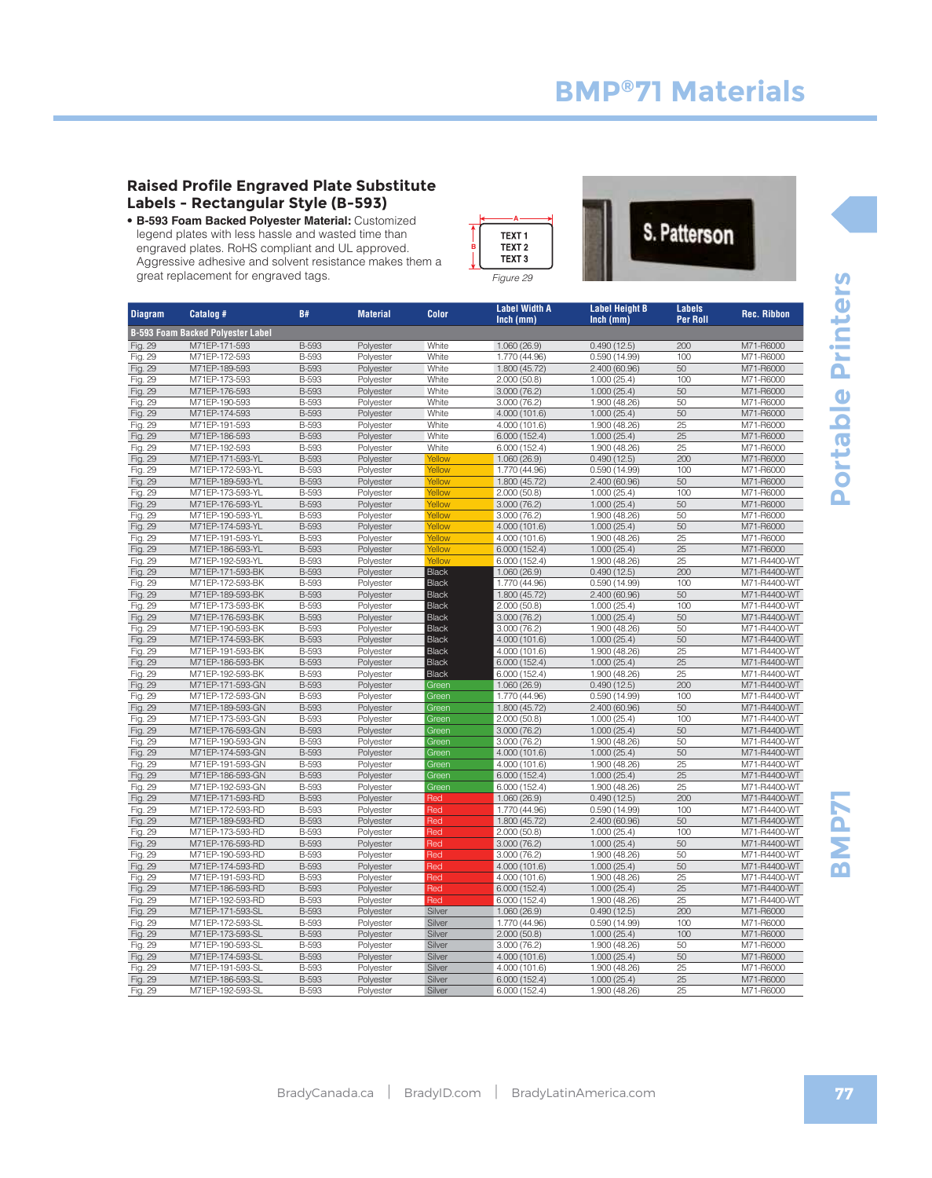# BMP®71 Materials

## Raised Profile Engraved Plate Substitute Labels - Rectangular Style (B-593)

- **B-593 Foam Backed Polyester Material:** Customized legend plates with less hassle and wasted time than engraved plates. RoHS compliant and UL approved. Aggressive adhesive and solvent resistance makes them a great replacement for engraved tags.

A
B
TEXT 1
TEXT 2
TEXT 3

*Figure 29*

| Diagram | Catalog # | B# | Material | Color | Label Width A Inch (mm) | Label Height B Inch (mm) | Labels Per Roll | Rec. Ribbon |
|---|---|---|---|---|---|---|---|---|
| **B-593 Foam Backed Polyester Label** | | | | | | | | |
| Fig. 29 | M71EP-171-593 | B-593 | Polyester | White | 1.060 (26.9) | 0.490 (12.5) | 200 | M71-R6000 |
| Fig. 29 | M71EP-172-593 | B-593 | Polyester | White | 1.770 (44.96) | 0.590 (14.99) | 100 | M71-R6000 |
| Fig. 29 | M71EP-189-593 | B-593 | Polyester | White | 1.800 (45.72) | 2.400 (60.96) | 50 | M71-R6000 |
| Fig. 29 | M71EP-173-593 | B-593 | Polyester | White | 2.000 (50.8) | 1.000 (25.4) | 100 | M71-R6000 |
| Fig. 29 | M71EP-176-593 | B-593 | Polyester | White | 3.000 (76.2) | 1.000 (25.4) | 50 | M71-R6000 |
| Fig. 29 | M71EP-190-593 | B-593 | Polyester | White | 3.000 (76.2) | 1.900 (48.26) | 50 | M71-R6000 |
| Fig. 29 | M71EP-174-593 | B-593 | Polyester | White | 4.000 (101.6) | 1.000 (25.4) | 50 | M71-R6000 |
| Fig. 29 | M71EP-191-593 | B-593 | Polyester | White | 4.000 (101.6) | 1.900 (48.26) | 25 | M71-R6000 |
| Fig. 29 | M71EP-186-593 | B-593 | Polyester | White | 6.000 (152.4) | 1.000 (25.4) | 25 | M71-R6000 |
| Fig. 29 | M71EP-192-593 | B-593 | Polyester | White | 6.000 (152.4) | 1.900 (48.26) | 25 | M71-R6000 |
| Fig. 29 | M71EP-171-593-YL | B-593 | Polyester | Yellow | 1.060 (26.9) | 0.490 (12.5) | 200 | M71-R6000 |
| Fig. 29 | M71EP-172-593-YL | B-593 | Polyester | Yellow | 1.770 (44.96) | 0.590 (14.99) | 100 | M71-R6000 |
| Fig. 29 | M71EP-189-593-YL | B-593 | Polyester | Yellow | 1.800 (45.72) | 2.400 (60.96) | 50 | M71-R6000 |
| Fig. 29 | M71EP-173-593-YL | B-593 | Polyester | Yellow | 2.000 (50.8) | 1.000 (25.4) | 100 | M71-R6000 |
| Fig. 29 | M71EP-176-593-YL | B-593 | Polyester | Yellow | 3.000 (76.2) | 1.000 (25.4) | 50 | M71-R6000 |
| Fig. 29 | M71EP-190-593-YL | B-593 | Polyester | Yellow | 3.000 (76.2) | 1.900 (48.26) | 50 | M71-R6000 |
| Fig. 29 | M71EP-174-593-YL | B-593 | Polyester | Yellow | 4.000 (101.6) | 1.000 (25.4) | 50 | M71-R6000 |
| Fig. 29 | M71EP-191-593-YL | B-593 | Polyester | Yellow | 4.000 (101.6) | 1.900 (48.26) | 25 | M71-R6000 |
| Fig. 29 | M71EP-186-593-YL | B-593 | Polyester | Yellow | 6.000 (152.4) | 1.000 (25.4) | 25 | M71-R6000 |
| Fig. 29 | M71EP-192-593-YL | B-593 | Polyester | Yellow | 6.000 (152.4) | 1.900 (48.26) | 25 | M71-R4400-WT |
| Fig. 29 | M71EP-171-593-BK | B-593 | Polyester | Black | 1.060 (26.9) | 0.490 (12.5) | 200 | M71-R4400-WT |
| Fig. 29 | M71EP-172-593-BK | B-593 | Polyester | Black | 1.770 (44.96) | 0.590 (14.99) | 100 | M71-R4400-WT |
| Fig. 29 | M71EP-189-593-BK | B-593 | Polyester | Black | 1.800 (45.72) | 2.400 (60.96) | 50 | M71-R4400-WT |
| Fig. 29 | M71EP-173-593-BK | B-593 | Polyester | Black | 2.000 (50.8) | 1.000 (25.4) | 100 | M71-R4400-WT |
| Fig. 29 | M71EP-176-593-BK | B-593 | Polyester | Black | 3.000 (76.2) | 1.000 (25.4) | 50 | M71-R4400-WT |
| Fig. 29 | M71EP-190-593-BK | B-593 | Polyester | Black | 3.000 (76.2) | 1.900 (48.26) | 50 | M71-R4400-WT |
| Fig. 29 | M71EP-174-593-BK | B-593 | Polyester | Black | 4.000 (101.6) | 1.000 (25.4) | 50 | M71-R4400-WT |
| Fig. 29 | M71EP-191-593-BK | B-593 | Polyester | Black | 4.000 (101.6) | 1.900 (48.26) | 25 | M71-R4400-WT |
| Fig. 29 | M71EP-186-593-BK | B-593 | Polyester | Black | 6.000 (152.4) | 1.000 (25.4) | 25 | M71-R4400-WT |
| Fig. 29 | M71EP-192-593-BK | B-593 | Polyester | Black | 6.000 (152.4) | 1.900 (48.26) | 25 | M71-R4400-WT |
| Fig. 29 | M71EP-171-593-GN | B-593 | Polyester | Green | 1.060 (26.9) | 0.490 (12.5) | 200 | M71-R4400-WT |
| Fig. 29 | M71EP-172-593-GN | B-593 | Polyester | Green | 1.770 (44.96) | 0.590 (14.99) | 100 | M71-R4400-WT |
| Fig. 29 | M71EP-189-593-GN | B-593 | Polyester | Green | 1.800 (45.72) | 2.400 (60.96) | 50 | M71-R4400-WT |
| Fig. 29 | M71EP-173-593-GN | B-593 | Polyester | Green | 2.000 (50.8) | 1.000 (25.4) | 100 | M71-R4400-WT |
| Fig. 29 | M71EP-176-593-GN | B-593 | Polyester | Green | 3.000 (76.2) | 1.000 (25.4) | 50 | M71-R4400-WT |
| Fig. 29 | M71EP-190-593-GN | B-593 | Polyester | Green | 3.000 (76.2) | 1.900 (48.26) | 50 | M71-R4400-WT |
| Fig. 29 | M71EP-174-593-GN | B-593 | Polyester | Green | 4.000 (101.6) | 1.000 (25.4) | 50 | M71-R4400-WT |
| Fig. 29 | M71EP-191-593-GN | B-593 | Polyester | Green | 4.000 (101.6) | 1.900 (48.26) | 25 | M71-R4400-WT |
| Fig. 29 | M71EP-186-593-GN | B-593 | Polyester | Green | 6.000 (152.4) | 1.000 (25.4) | 25 | M71-R4400-WT |
| Fig. 29 | M71EP-192-593-GN | B-593 | Polyester | Green | 6.000 (152.4) | 1.900 (48.26) | 25 | M71-R4400-WT |
| Fig. 29 | M71EP-171-593-RD | B-593 | Polyester | Red | 1.060 (26.9) | 0.490 (12.5) | 200 | M71-R4400-WT |
| Fig. 29 | M71EP-172-593-RD | B-593 | Polyester | Red | 1.770 (44.96) | 0.590 (14.99) | 100 | M71-R4400-WT |
| Fig. 29 | M71EP-189-593-RD | B-593 | Polyester | Red | 1.800 (45.72) | 2.400 (60.96) | 50 | M71-R4400-WT |
| Fig. 29 | M71EP-173-593-RD | B-593 | Polyester | Red | 2.000 (50.8) | 1.000 (25.4) | 100 | M71-R4400-WT |
| Fig. 29 | M71EP-176-593-RD | B-593 | Polyester | Red | 3.000 (76.2) | 1.000 (25.4) | 50 | M71-R4400-WT |
| Fig. 29 | M71EP-190-593-RD | B-593 | Polyester | Red | 3.000 (76.2) | 1.900 (48.26) | 50 | M71-R4400-WT |
| Fig. 29 | M71EP-174-593-RD | B-593 | Polyester | Red | 4.000 (101.6) | 1.000 (25.4) | 50 | M71-R4400-WT |
| Fig. 29 | M71EP-191-593-RD | B-593 | Polyester | Red | 4.000 (101.6) | 1.900 (48.26) | 25 | M71-R4400-WT |
| Fig. 29 | M71EP-186-593-RD | B-593 | Polyester | Red | 6.000 (152.4) | 1.000 (25.4) | 25 | M71-R4400-WT |
| Fig. 29 | M71EP-192-593-RD | B-593 | Polyester | Red | 6.000 (152.4) | 1.900 (48.26) | 25 | M71-R4400-WT |
| Fig. 29 | M71EP-171-593-SL | B-593 | Polyester | Silver | 1.060 (26.9) | 0.490 (12.5) | 200 | M71-R6000 |
| Fig. 29 | M71EP-172-593-SL | B-593 | Polyester | Silver | 1.770 (44.96) | 0.590 (14.99) | 100 | M71-R6000 |
| Fig. 29 | M71EP-173-593-SL | B-593 | Polyester | Silver | 2.000 (50.8) | 1.000 (25.4) | 100 | M71-R6000 |
| Fig. 29 | M71EP-190-593-SL | B-593 | Polyester | Silver | 3.000 (76.2) | 1.900 (48.26) | 50 | M71-R6000 |
| Fig. 29 | M71EP-174-593-SL | B-593 | Polyester | Silver | 4.000 (101.6) | 1.000 (25.4) | 50 | M71-R6000 |
| Fig. 29 | M71EP-191-593-SL | B-593 | Polyester | Silver | 4.000 (101.6) | 1.900 (48.26) | 25 | M71-R6000 |
| Fig. 29 | M71EP-186-593-SL | B-593 | Polyester | Silver | 6.000 (152.4) | 1.000 (25.4) | 25 | M71-R6000 |
| Fig. 29 | M71EP-192-593-SL | B-593 | Polyester | Silver | 6.000 (152.4) | 1.900 (48.26) | 25 | M71-R6000 |

BradyCanada.ca | BradyID.com | BradyLatinAmerica.com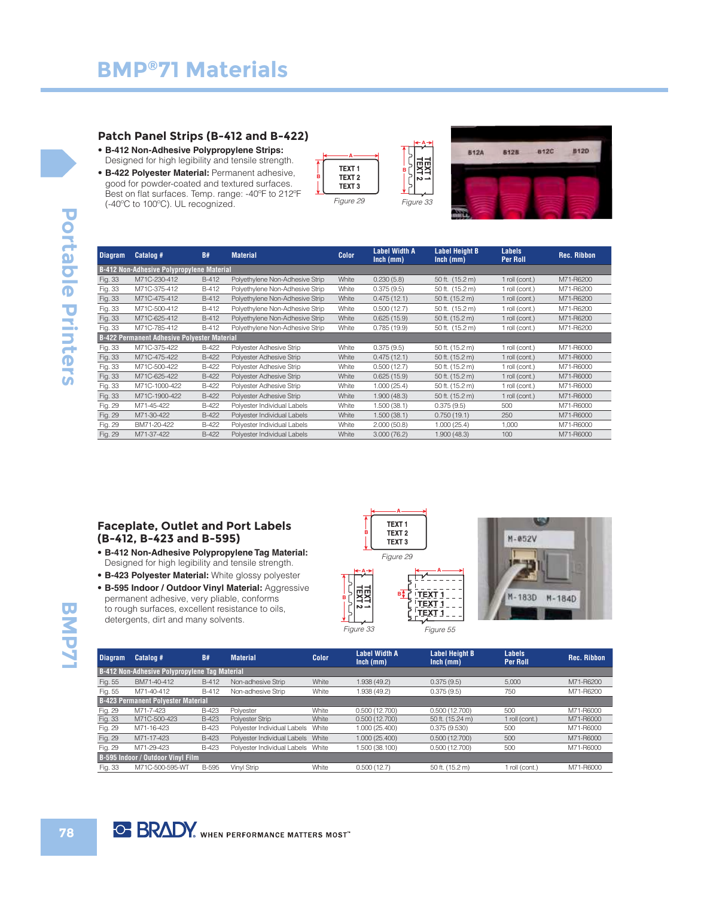# BMP®71 Materials

## Patch Panel Strips (B-412 and B-422)

- **B-412 Non-Adhesive Polypropylene Strips:** Designed for high legibility and tensile strength.
- **B-422 Polyester Material:** Permanent adhesive, good for powder-coated and textured surfaces. Best on flat surfaces. Temp. range: -40°F to 212°F (-40°C to 100°C). UL recognized.

Figure 29

Figure 33

| Diagram | Catalog # | B# | Material | Color | Label Width A Inch (mm) | Label Height B Inch (mm) | Labels Per Roll | Rec. Ribbon |
|---|---|---|---|---|---|---|---|---|
| **B-412 Non-Adhesive Polypropylene Material** | | | | | | | | |
| Fig. 33 | M71C-230-412 | B-412 | Polyethylene Non-Adhesive Strip | White | 0.230 (5.8) | 50 ft. (15.2 m) | 1 roll (cont.) | M71-R6200 |
| Fig. 33 | M71C-375-412 | B-412 | Polyethylene Non-Adhesive Strip | White | 0.375 (9.5) | 50 ft. (15.2 m) | 1 roll (cont.) | M71-R6200 |
| Fig. 33 | M71C-475-412 | B-412 | Polyethylene Non-Adhesive Strip | White | 0.475 (12.1) | 50 ft. (15.2 m) | 1 roll (cont.) | M71-R6200 |
| Fig. 33 | M71C-500-412 | B-412 | Polyethylene Non-Adhesive Strip | White | 0.500 (12.7) | 50 ft. (15.2 m) | 1 roll (cont.) | M71-R6200 |
| Fig. 33 | M71C-625-412 | B-412 | Polyethylene Non-Adhesive Strip | White | 0.625 (15.9) | 50 ft. (15.2 m) | 1 roll (cont.) | M71-R6200 |
| Fig. 33 | M71C-785-412 | B-412 | Polyethylene Non-Adhesive Strip | White | 0.785 (19.9) | 50 ft. (15.2 m) | 1 roll (cont.) | M71-R6200 |
| **B-422 Permanent Adhesive Polyester Material** | | | | | | | | |
| Fig. 33 | M71C-375-422 | B-422 | Polyester Adhesive Strip | White | 0.375 (9.5) | 50 ft. (15.2 m) | 1 roll (cont.) | M71-R6000 |
| Fig. 33 | M71C-475-422 | B-422 | Polyester Adhesive Strip | White | 0.475 (12.1) | 50 ft. (15.2 m) | 1 roll (cont.) | M71-R6000 |
| Fig. 33 | M71C-500-422 | B-422 | Polyester Adhesive Strip | White | 0.500 (12.7) | 50 ft. (15.2 m) | 1 roll (cont.) | M71-R6000 |
| Fig. 33 | M71C-625-422 | B-422 | Polyester Adhesive Strip | White | 0.625 (15.9) | 50 ft. (15.2 m) | 1 roll (cont.) | M71-R6000 |
| Fig. 33 | M71C-1000-422 | B-422 | Polyester Adhesive Strip | White | 1.000 (25.4) | 50 ft. (15.2 m) | 1 roll (cont.) | M71-R6000 |
| Fig. 33 | M71C-1900-422 | B-422 | Polyester Adhesive Strip | White | 1.900 (48.3) | 50 ft. (15.2 m) | 1 roll (cont.) | M71-R6000 |
| Fig. 29 | M71-45-422 | B-422 | Polyester Individual Labels | White | 1.500 (38.1) | 0.375 (9.5) | 500 | M71-R6000 |
| Fig. 29 | M71-30-422 | B-422 | Polyester Individual Labels | White | 1.500 (38.1) | 0.750 (19.1) | 250 | M71-R6000 |
| Fig. 29 | BM71-20-422 | B-422 | Polyester Individual Labels | White | 2.000 (50.8) | 1.000 (25.4) | 1,000 | M71-R6000 |
| Fig. 29 | M71-37-422 | B-422 | Polyester Individual Labels | White | 3.000 (76.2) | 1.900 (48.3) | 100 | M71-R6000 |

## Faceplate, Outlet and Port Labels (B-412, B-423 and B-595)

- **B-412 Non-Adhesive Polypropylene Tag Material:** Designed for high legibility and tensile strength.
- **B-423 Polyester Material:** White glossy polyester
- **B-595 Indoor / Outdoor Vinyl Material:** Aggressive permanent adhesive, very pliable, conforms to rough surfaces, excellent resistance to oils, detergents, dirt and many solvents.

Figure 29

Figure 33

Figure 55

| Diagram | Catalog # | B# | Material | Color | Label Width A Inch (mm) | Label Height B Inch (mm) | Labels Per Roll | Rec. Ribbon |
|---|---|---|---|---|---|---|---|---|
| **B-412 Non-Adhesive Polypropylene Tag Material** | | | | | | | | |
| Fig. 55 | BM71-40-412 | B-412 | Non-adhesive Strip | White | 1.938 (49.2) | 0.375 (9.5) | 5,000 | M71-R6200 |
| Fig. 55 | M71-40-412 | B-412 | Non-adhesive Strip | White | 1.938 (49.2) | 0.375 (9.5) | 750 | M71-R6200 |
| **B-423 Permanent Polyester Material** | | | | | | | | |
| Fig. 29 | M71-7-423 | B-423 | Polyester | White | 0.500 (12.700) | 0.500 (12.700) | 500 | M71-R6000 |
| Fig. 33 | M71C-500-423 | B-423 | Polyester Strip | White | 0.500 (12.700) | 50 ft. (15.24 m) | 1 roll (cont.) | M71-R6000 |
| Fig. 29 | M71-16-423 | B-423 | Polyester Individual Labels | White | 1.000 (25.400) | 0.375 (9.530) | 500 | M71-R6000 |
| Fig. 29 | M71-17-423 | B-423 | Polyester Individual Labels | White | 1.000 (25.400) | 0.500 (12.700) | 500 | M71-R6000 |
| Fig. 29 | M71-29-423 | B-423 | Polyester Individual Labels | White | 1.500 (38.100) | 0.500 (12.700) | 500 | M71-R6000 |
| **B-595 Indoor / Outdoor Vinyl Film** | | | | | | | | |
| Fig. 33 | M71C-500-595-WT | B-595 | Vinyl Strip | White | 0.500 (12.7) | 50 ft. (15.2 m) | 1 roll (cont.) | M71-R6000 |

BRADY WHEN PERFORMANCE MATTERS MOST™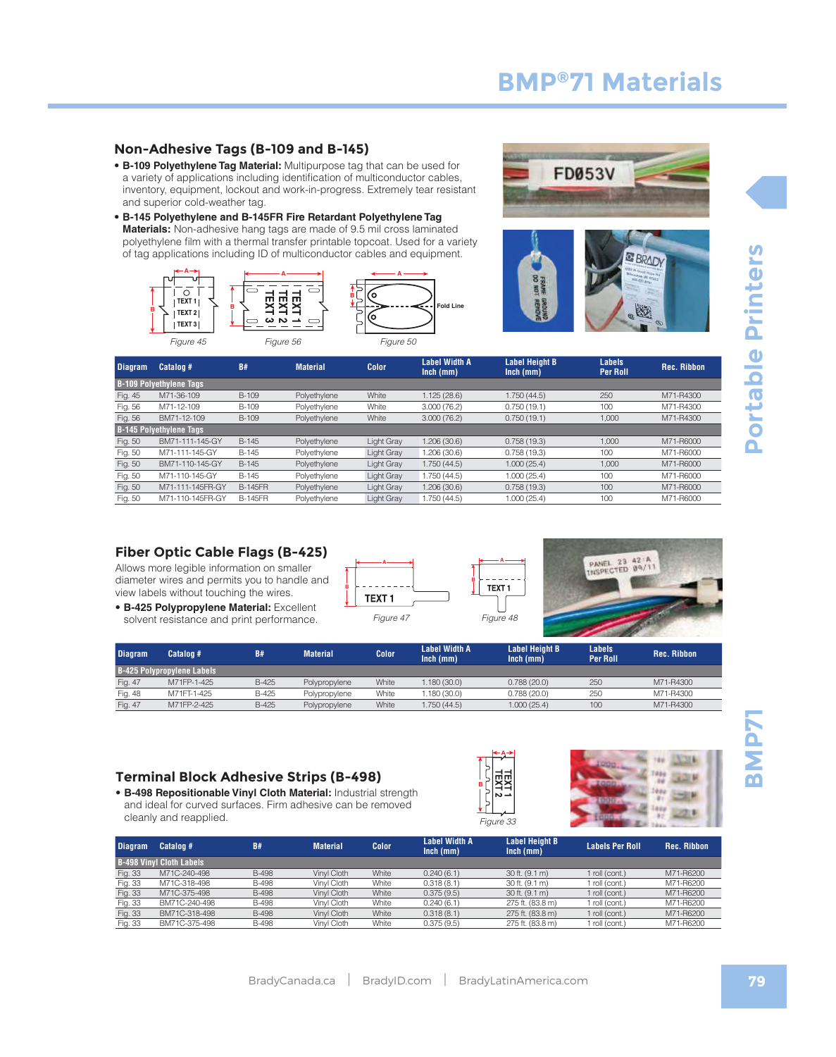# BMP®71 Materials

## Non-Adhesive Tags (B-109 and B-145)

- **B-109 Polyethylene Tag Material:** Multipurpose tag that can be used for a variety of applications including identification of multiconductor cables, inventory, equipment, lockout and work-in-progress. Extremely tear resistant and superior cold-weather tag.
- **B-145 Polyethylene and B-145FR Fire Retardant Polyethylene Tag Materials:** Non-adhesive hang tags are made of 9.5 mil cross laminated polyethylene film with a thermal transfer printable topcoat. Used for a variety of tag applications including ID of multiconductor cables and equipment.

Figure 45 Figure 56 Figure 50

| Diagram | Catalog # | B# | Material | Color | Label Width A Inch (mm) | Label Height B Inch (mm) | Labels Per Roll | Rec. Ribbon |
|---|---|---|---|---|---|---|---|---|
| **B-109 Polyethylene Tags** | | | | | | | | |
| Fig. 45 | M71-36-109 | B-109 | Polyethylene | White | 1.125 (28.6) | 1.750 (44.5) | 250 | M71-R4300 |
| Fig. 56 | M71-12-109 | B-109 | Polyethylene | White | 3.000 (76.2) | 0.750 (19.1) | 100 | M71-R4300 |
| Fig. 56 | BM71-12-109 | B-109 | Polyethylene | White | 3.000 (76.2) | 0.750 (19.1) | 1,000 | M71-R4300 |
| **B-145 Polyethylene Tags** | | | | | | | | |
| Fig. 50 | BM71-111-145-GY | B-145 | Polyethylene | Light Gray | 1.206 (30.6) | 0.758 (19.3) | 1,000 | M71-R6000 |
| Fig. 50 | M71-111-145-GY | B-145 | Polyethylene | Light Gray | 1.206 (30.6) | 0.758 (19.3) | 100 | M71-R6000 |
| Fig. 50 | BM71-110-145-GY | B-145 | Polyethylene | Light Gray | 1.750 (44.5) | 1.000 (25.4) | 1,000 | M71-R6000 |
| Fig. 50 | M71-110-145-GY | B-145 | Polyethylene | Light Gray | 1.750 (44.5) | 1.000 (25.4) | 100 | M71-R6000 |
| Fig. 50 | M71-111-145FR-GY | B-145FR | Polyethylene | Light Gray | 1.206 (30.6) | 0.758 (19.3) | 100 | M71-R6000 |
| Fig. 50 | M71-110-145FR-GY | B-145FR | Polyethylene | Light Gray | 1.750 (44.5) | 1.000 (25.4) | 100 | M71-R6000 |

## Fiber Optic Cable Flags (B-425)

Allows more legible information on smaller diameter wires and permits you to handle and view labels without touching the wires.

- **B-425 Polypropylene Material:** Excellent solvent resistance and print performance.

Figure 47 Figure 48

| Diagram | Catalog # | B# | Material | Color | Label Width A Inch (mm) | Label Height B Inch (mm) | Labels Per Roll | Rec. Ribbon |
|---|---|---|---|---|---|---|---|---|
| **B-425 Polypropylene Labels** | | | | | | | | |
| Fig. 47 | M71FP-1-425 | B-425 | Polypropylene | White | 1.180 (30.0) | 0.788 (20.0) | 250 | M71-R4300 |
| Fig. 48 | M71FT-1-425 | B-425 | Polypropylene | White | 1.180 (30.0) | 0.788 (20.0) | 250 | M71-R4300 |
| Fig. 47 | M71FP-2-425 | B-425 | Polypropylene | White | 1.750 (44.5) | 1.000 (25.4) | 100 | M71-R4300 |

## Terminal Block Adhesive Strips (B-498)

- **B-498 Repositionable Vinyl Cloth Material:** Industrial strength and ideal for curved surfaces. Firm adhesive can be removed cleanly and reapplied.

Figure 33

| Diagram | Catalog # | B# | Material | Color | Label Width A Inch (mm) | Label Height B Inch (mm) | Labels Per Roll | Rec. Ribbon |
|---|---|---|---|---|---|---|---|---|
| **B-498 Vinyl Cloth Labels** | | | | | | | | |
| Fig. 33 | M71C-240-498 | B-498 | Vinyl Cloth | White | 0.240 (6.1) | 30 ft. (9.1 m) | 1 roll (cont.) | M71-R6200 |
| Fig. 33 | M71C-318-498 | B-498 | Vinyl Cloth | White | 0.318 (8.1) | 30 ft. (9.1 m) | 1 roll (cont.) | M71-R6200 |
| Fig. 33 | M71C-375-498 | B-498 | Vinyl Cloth | White | 0.375 (9.5) | 30 ft. (9.1 m) | 1 roll (cont.) | M71-R6200 |
| Fig. 33 | BM71C-240-498 | B-498 | Vinyl Cloth | White | 0.240 (6.1) | 275 ft. (83.8 m) | 1 roll (cont.) | M71-R6200 |
| Fig. 33 | BM71C-318-498 | B-498 | Vinyl Cloth | White | 0.318 (8.1) | 275 ft. (83.8 m) | 1 roll (cont.) | M71-R6200 |
| Fig. 33 | BM71C-375-498 | B-498 | Vinyl Cloth | White | 0.375 (9.5) | 275 ft. (83.8 m) | 1 roll (cont.) | M71-R6200 |

BradyCanada.ca | BradyID.com | BradyLatinAmerica.com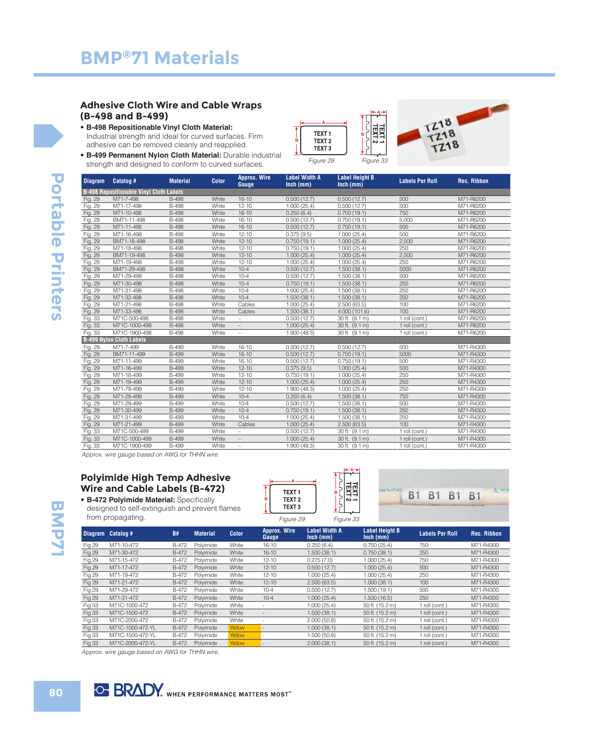# BMP®71 Materials

## Adhesive Cloth Wire and Cable Wraps (B-498 and B-499)

- **B-498 Repositionable Vinyl Cloth Material:** Industrial strength and ideal for curved surfaces. Firm adhesive can be removed cleanly and reapplied.
- **B-499 Permanent Nylon Cloth Material:** Durable industrial strength and designed to conform to curved surfaces.

Figure 29 Figure 33

| Diagram | Catalog # | Material | Color | Approx. Wire Gauge | Label Width A Inch (mm) | Label Height B Inch (mm) | Labels Per Roll | Rec. Ribbon |
|---|---|---|---|---|---|---|---|---|
| **B-498 Repositionable Vinyl Cloth Labels** | | | | | | | | |
| Fig. 29 | M71-7-498 | B-498 | White | 16-10 | 0.500 (12.7) | 0.500 (12.7) | 500 | M71-R6200 |
| Fig. 29 | M71-17-498 | B-498 | White | 12-10 | 1.000 (25.4) | 0.500 (12.7) | 500 | M71-R6200 |
| Fig. 29 | M71-10-498 | B-498 | White | 16-10 | 0.250 (6.4) | 0.750 (19.1) | 750 | M71-R6200 |
| Fig. 29 | BM71-11-498 | B-498 | White | 16-10 | 0.500 (12.7) | 0.750 (19.1) | 5,000 | M71-R6200 |
| Fig. 29 | M71-11-498 | B-498 | White | 16-10 | 0.500 (12.7) | 0.750 (19.1) | 500 | M71-R6200 |
| Fig. 29 | M71-16-498 | B-498 | White | 12-10 | 0.375 (9.5) | 1.000 (25.4) | 500 | M71-R6200 |
| Fig. 29 | BM71-18-498 | B-498 | White | 12-10 | 0.750 (19.1) | 1.000 (25.4) | 2,500 | M71-R6200 |
| Fig. 29 | M71-18-498 | B-498 | White | 12-10 | 0.750 (19.1) | 1.000 (25.4) | 250 | M71-R6200 |
| Fig. 29 | BM71-19-498 | B-498 | White | 12-10 | 1.000 (25.4) | 1.000 (25.4) | 2,500 | M71-R6200 |
| Fig. 29 | M71-19-498 | B-498 | White | 12-10 | 1.000 (25.4) | 1.000 (25.4) | 250 | M71-R6200 |
| Fig. 29 | BM71-29-498 | B-498 | White | 10-4 | 0.500 (12.7) | 1.500 (38.1) | 5000 | M71-R6200 |
| Fig. 29 | M71-29-498 | B-498 | White | 10-4 | 0.500 (12.7) | 1.500 (38.1) | 500 | M71-R6200 |
| Fig. 29 | M71-30-498 | B-498 | White | 10-4 | 0.750 (19.1) | 1.500 (38.1) | 250 | M71-R6200 |
| Fig. 29 | M71-31-498 | B-498 | White | 10-4 | 1.000 (25.4) | 1.500 (38.1) | 250 | M71-R6200 |
| Fig. 29 | M71-32-498 | B-498 | White | 10-4 | 1.500 (38.1) | 1.500 (38.1) | 250 | M71-R6200 |
| Fig. 29 | M71-21-498 | B-498 | White | Cables | 1.000 (25.4) | 2.500 (63.5) | 100 | M71-R6200 |
| Fig. 29 | M71-33-498 | B-498 | White | Cables | 1.500 (38.1) | 4.000 (101.6) | 100 | M71-R6200 |
| Fig. 33 | M71C-500-498 | B-498 | White | – | 0.500 (12.7) | 30 ft. (9.1 m) | 1 roll (cont.) | M71-R6200 |
| Fig. 33 | M71C-1000-498 | B-498 | White | – | 1.000 (25.4) | 30 ft. (9.1 m) | 1 roll (cont.) | M71-R6200 |
| Fig. 33 | M71C-1900-498 | B-498 | White | – | 1.900 (48.3) | 30 ft. (9.1 m) | 1 roll (cont.) | M71-R6200 |
| **B-499 Nylon Cloth Labels** | | | | | | | | |
| Fig. 29 | M71-7-499 | B-499 | White | 16-10 | 0.500 (12.7) | 0.500 (12.7) | 500 | M71-R4300 |
| Fig. 29 | BM71-11-499 | B-499 | White | 16-10 | 0.500 (12.7) | 0.750 (19.1) | 5000 | M71-R4300 |
| Fig. 29 | M71-11-499 | B-499 | White | 16-10 | 0.500 (12.7) | 0.750 (19.1) | 500 | M71-R4300 |
| Fig. 29 | M71-16-499 | B-499 | White | 12-10 | 0.375 (9.5) | 1.000 (25.4) | 500 | M71-R4300 |
| Fig. 29 | M71-18-499 | B-499 | White | 12-10 | 0.750 (19.1) | 1.000 (25.4) | 250 | M71-R4300 |
| Fig. 29 | M71-19-499 | B-499 | White | 12-10 | 1.000 (25.4) | 1.000 (25.4) | 250 | M71-R4300 |
| Fig. 29 | M71-78-499 | B-499 | White | 12-10 | 1.900 (48.3) | 1.000 (25.4) | 250 | M71-R4300 |
| Fig. 29 | M71-28-499 | B-499 | White | 10-4 | 0.250 (6.4) | 1.500 (38.1) | 750 | M71-R4300 |
| Fig. 29 | M71-29-499 | B-499 | White | 10-4 | 0.500 (12.7) | 1.500 (38.1) | 500 | M71-R4300 |
| Fig. 29 | M71-30-499 | B-499 | White | 10-4 | 0.750 (19.1) | 1.500 (38.1) | 250 | M71-R4300 |
| Fig. 29 | M71-31-499 | B-499 | White | 10-4 | 1.000 (25.4) | 1.500 (38.1) | 250 | M71-R4300 |
| Fig. 29 | M71-21-499 | B-499 | White | Cables | 1.000 (25.4) | 2.500 (63.5) | 100 | M71-R4300 |
| Fig. 33 | M71C-500-499 | B-499 | White | – | 0.500 (12.7) | 30 ft. (9.1 m) | 1 roll (cont.) | M71-R4300 |
| Fig. 33 | M71C-1000-499 | B-499 | White | – | 1.000 (25.4) | 30 ft. (9.1 m) | 1 roll (cont.) | M71-R4300 |
| Fig. 33 | M71C-1900-499 | B-499 | White | – | 1.900 (48.3) | 30 ft. (9.1 m) | 1 roll (cont.) | M71-R4300 |

*Approx. wire gauge based on AWG for THHN wire.*

## Polyimide High Temp Adhesive Wire and Cable Labels (B-472)

- **B-472 Polyimide Material:** Specifically designed to self-extinguish and prevent flames from propagating.

Figure 29 Figure 33

| Diagram | Catalog # | B# | Material | Color | Approx. Wire Gauge | Label Width A Inch (mm) | Label Height B Inch (mm) | Labels Per Roll | Rec. Ribbon |
|---|---|---|---|---|---|---|---|---|---|
| Fig 29 | M71-10-472 | B-472 | Polyimide | White | 16-10 | 0.250 (6.4) | 0.750 (25.4) | 750 | M71-R4300 |
| Fig 29 | M71-30-472 | B-472 | Polyimide | White | 16-10 | 1.500 (38.1) | 0.750 (38.1) | 250 | M71-R4300 |
| Fig 29 | M71-15-472 | B-472 | Polyimide | White | 12-10 | 0.275 (7.0) | 1.000 (25.4) | 750 | M71-R4300 |
| Fig 29 | M71-17-472 | B-472 | Polyimide | White | 12-10 | 0.500 (12.7) | 1.000 (25.4) | 500 | M71-R4300 |
| Fig 29 | M71-19-472 | B-472 | Polyimide | White | 12-10 | 1.000 (25.4) | 1.000 (25.4) | 250 | M71-R4300 |
| Fig 29 | M71-21-472 | B-472 | Polyimide | White | 12-10 | 2.500 (63.5) | 1.000 (38.1) | 100 | M71-R4300 |
| Fig 29 | M71-29-472 | B-472 | Polyimide | White | 10-4 | 0.500 (12.7) | 1.500 (19.1) | 500 | M71-R4300 |
| Fig 29 | M71-31-472 | B-472 | Polyimide | White | 10-4 | 1.000 (25.4) | 1.500 (16.5) | 250 | M71-R4300 |
| Fig 33 | M71C-1000-472 | B-472 | Polyimide | White | - | 1.000 (25.4) | 50 ft. (15.2 m) | 1 roll (cont.) | M71-R4300 |
| Fig 33 | M71C-1500-472 | B-472 | Polyimide | White | - | 1.500 (38.1) | 50 ft. (15.2 m) | 1 roll (cont.) | M71-R4300 |
| Fig 33 | M71C-2000-472 | B-472 | Polyimide | White | - | 2.000 (50.8) | 50 ft. (15.2 m) | 1 roll (cont.) | M71-R4300 |
| Fig 33 | M71C-1000-472-YL | B-472 | Polyimide | Yellow | - | 1.000 (38.1) | 50 ft. (15.2 m) | 1 roll (cont.) | M71-R4300 |
| Fig 33 | M71C-1500-472-YL | B-472 | Polyimide | Yellow | - | 1.500 (50.8) | 50 ft. (15.2 m) | 1 roll (cont.) | M71-R4300 |
| Fig 33 | M71C-2000-472-YL | B-472 | Polyimide | Yellow | - | 2.000 (38.1) | 50 ft. (15.2 m) | 1 roll (cont.) | M71-R4300 |

*Approx. wire gauge based on AWG for THHN wire.*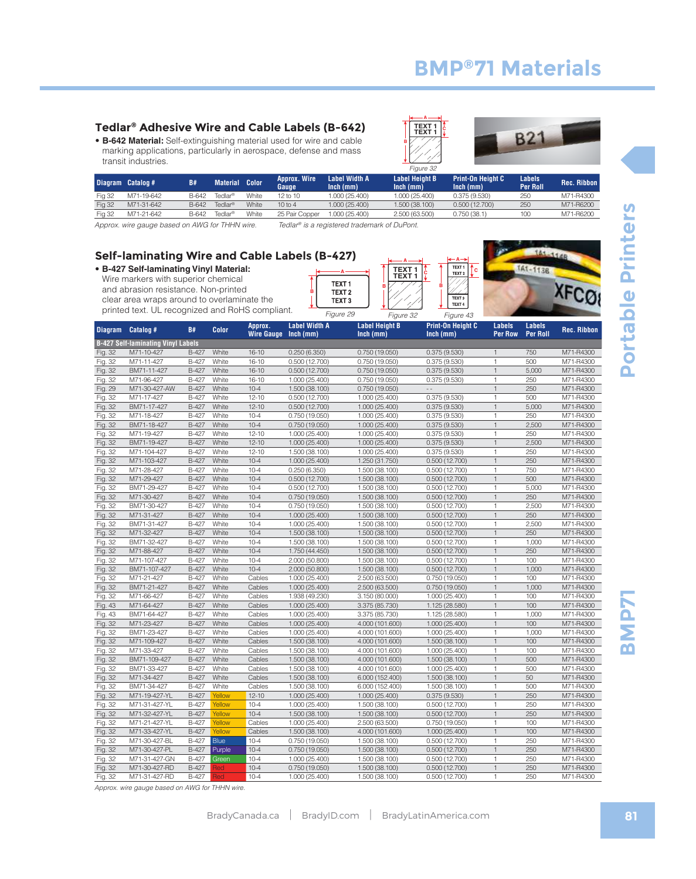# BMP®71 Materials

## Tedlar® Adhesive Wire and Cable Labels (B-642)

- **B-642 Material:** Self-extinguishing material used for wire and cable marking applications, particularly in aerospace, defense and mass transit industries.

Figure 32

| Diagram | Catalog # | B# | Material | Color | Approx. Wire Gauge | Label Width A Inch (mm) | Label Height B Inch (mm) | Print-On Height C Inch (mm) | Labels Per Roll | Rec. Ribbon |
|---|---|---|---|---|---|---|---|---|---|---|
| Fig 32 | M71-19-642 | B-642 | Tedlar® | White | 12 to 10 | 1.000 (25.400) | 1.000 (25.400) | 0.375 (9.530) | 250 | M71-R4300 |
| Fig 32 | M71-31-642 | B-642 | Tedlar® | White | 10 to 4 | 1.000 (25.400) | 1.500 (38.100) | 0.500 (12.700) | 250 | M71-R6200 |
| Fig 32 | M71-21-642 | B-642 | Tedlar® | White | 25 Pair Copper | 1.000 (25.400) | 2.500 (63.500) | 0.750 (38.1) | 100 | M71-R6200 |

*Approx. wire gauge based on AWG for THHN wire.* *Tedlar® is a registered trademark of DuPont.*

## Self-laminating Wire and Cable Labels (B-427)

- **B-427 Self-laminating Vinyl Material:** Wire markers with superior chemical and abrasion resistance. Non-printed clear area wraps around to overlaminate the printed text. UL recognized and RoHS compliant.

Figure 29 Figure 32 Figure 43

| Diagram | Catalog # | B# | Color | Approx. Wire Gauge | Label Width A Inch (mm) | Label Height B Inch (mm) | Print-On Height C Inch (mm) | Labels Per Row | Labels Per Roll | Rec. Ribbon |
|---|---|---|---|---|---|---|---|---|---|---|
| **B-427 Self-laminating Vinyl Labels** | | | | | | | | | | |
| Fig. 32 | M71-10-427 | B-427 | White | 16-10 | 0.250 (6.350) | 0.750 (19.050) | 0.375 (9.530) | 1 | 750 | M71-R4300 |
| Fig. 32 | M71-11-427 | B-427 | White | 16-10 | 0.500 (12.700) | 0.750 (19.050) | 0.375 (9.530) | 1 | 500 | M71-R4300 |
| Fig. 32 | BM71-11-427 | B-427 | White | 16-10 | 0.500 (12.700) | 0.750 (19.050) | 0.375 (9.530) | 1 | 5,000 | M71-R4300 |
| Fig. 32 | M71-96-427 | B-427 | White | 16-10 | 1.000 (25.400) | 0.750 (19.050) | 0.375 (9.530) | 1 | 250 | M71-R4300 |
| Fig. 29 | M71-30-427-AW | B-427 | White | 10-4 | 1.500 (38.100) | 0.750 (19.050) | - - | 1 | 250 | M71-R4300 |
| Fig. 32 | M71-17-427 | B-427 | White | 12-10 | 0.500 (12.700) | 1.000 (25.400) | 0.375 (9.530) | 1 | 500 | M71-R4300 |
| Fig. 32 | BM71-17-427 | B-427 | White | 12-10 | 0.500 (12.700) | 1.000 (25.400) | 0.375 (9.530) | 1 | 5,000 | M71-R4300 |
| Fig. 32 | M71-18-427 | B-427 | White | 10-4 | 0.750 (19.050) | 1.000 (25.400) | 0.375 (9.530) | 1 | 250 | M71-R4300 |
| Fig. 32 | BM71-18-427 | B-427 | White | 10-4 | 0.750 (19.050) | 1.000 (25.400) | 0.375 (9.530) | 1 | 2,500 | M71-R4300 |
| Fig. 32 | M71-19-427 | B-427 | White | 12-10 | 1.000 (25.400) | 1.000 (25.400) | 0.375 (9.530) | 1 | 250 | M71-R4300 |
| Fig. 32 | BM71-19-427 | B-427 | White | 12-10 | 1.000 (25.400) | 1.000 (25.400) | 0.375 (9.530) | 1 | 2,500 | M71-R4300 |
| Fig. 32 | M71-104-427 | B-427 | White | 12-10 | 1.500 (38.100) | 1.000 (25.400) | 0.375 (9.530) | 1 | 250 | M71-R4300 |
| Fig. 32 | M71-103-427 | B-427 | White | 10-4 | 1.000 (25.400) | 1.250 (31.750) | 0.500 (12.700) | 1 | 250 | M71-R4300 |
| Fig. 32 | M71-28-427 | B-427 | White | 10-4 | 0.250 (6.350) | 1.500 (38.100) | 0.500 (12.700) | 1 | 750 | M71-R4300 |
| Fig. 32 | M71-29-427 | B-427 | White | 10-4 | 0.500 (12.700) | 1.500 (38.100) | 0.500 (12.700) | 1 | 500 | M71-R4300 |
| Fig. 32 | BM71-29-427 | B-427 | White | 10-4 | 0.500 (12.700) | 1.500 (38.100) | 0.500 (12.700) | 1 | 5,000 | M71-R4300 |
| Fig. 32 | M71-30-427 | B-427 | White | 10-4 | 0.750 (19.050) | 1.500 (38.100) | 0.500 (12.700) | 1 | 250 | M71-R4300 |
| Fig. 32 | BM71-30-427 | B-427 | White | 10-4 | 0.750 (19.050) | 1.500 (38.100) | 0.500 (12.700) | 1 | 2,500 | M71-R4300 |
| Fig. 32 | M71-31-427 | B-427 | White | 10-4 | 1.000 (25.400) | 1.500 (38.100) | 0.500 (12.700) | 1 | 250 | M71-R4300 |
| Fig. 32 | BM71-31-427 | B-427 | White | 10-4 | 1.000 (25.400) | 1.500 (38.100) | 0.500 (12.700) | 1 | 2,500 | M71-R4300 |
| Fig. 32 | M71-32-427 | B-427 | White | 10-4 | 1.500 (38.100) | 1.500 (38.100) | 0.500 (12.700) | 1 | 250 | M71-R4300 |
| Fig. 32 | BM71-32-427 | B-427 | White | 10-4 | 1.500 (38.100) | 1.500 (38.100) | 0.500 (12.700) | 1 | 1,000 | M71-R4300 |
| Fig. 32 | M71-88-427 | B-427 | White | 10-4 | 1.750 (44.450) | 1.500 (38.100) | 0.500 (12.700) | 1 | 250 | M71-R4300 |
| Fig. 32 | M71-107-427 | B-427 | White | 10-4 | 2.000 (50.800) | 1.500 (38.100) | 0.500 (12.700) | 1 | 100 | M71-R4300 |
| Fig. 32 | BM71-107-427 | B-427 | White | 10-4 | 2.000 (50.800) | 1.500 (38.100) | 0.500 (12.700) | 1 | 1,000 | M71-R4300 |
| Fig. 32 | M71-21-427 | B-427 | White | Cables | 1.000 (25.400) | 2.500 (63.500) | 0.750 (19.050) | 1 | 100 | M71-R4300 |
| Fig. 32 | BM71-21-427 | B-427 | White | Cables | 1.000 (25.400) | 2.500 (63.500) | 0.750 (19.050) | 1 | 1,000 | M71-R4300 |
| Fig. 32 | M71-66-427 | B-427 | White | Cables | 1.938 (49.230) | 3.150 (80.000) | 1.000 (25.400) | 1 | 100 | M71-R4300 |
| Fig. 43 | M71-64-427 | B-427 | White | Cables | 1.000 (25.400) | 3.375 (85.730) | 1.125 (28.580) | 1 | 100 | M71-R4300 |
| Fig. 43 | BM71-64-427 | B-427 | White | Cables | 1.000 (25.400) | 3.375 (85.730) | 1.125 (28.580) | 1 | 1,000 | M71-R4300 |
| Fig. 32 | M71-23-427 | B-427 | White | Cables | 1.000 (25.400) | 4.000 (101.600) | 1.000 (25.400) | 1 | 100 | M71-R4300 |
| Fig. 32 | BM71-23-427 | B-427 | White | Cables | 1.000 (25.400) | 4.000 (101.600) | 1.000 (25.400) | 1 | 1,000 | M71-R4300 |
| Fig. 32 | M71-109-427 | B-427 | White | Cables | 1.500 (38.100) | 4.000 (101.600) | 1.500 (38.100) | 1 | 100 | M71-R4300 |
| Fig. 32 | M71-33-427 | B-427 | White | Cables | 1.500 (38.100) | 4.000 (101.600) | 1.000 (25.400) | 1 | 100 | M71-R4300 |
| Fig. 32 | BM71-109-427 | B-427 | White | Cables | 1.500 (38.100) | 4.000 (101.600) | 1.500 (38.100) | 1 | 500 | M71-R4300 |
| Fig. 32 | BM71-33-427 | B-427 | White | Cables | 1.500 (38.100) | 4.000 (101.600) | 1.000 (25.400) | 1 | 500 | M71-R4300 |
| Fig. 32 | M71-34-427 | B-427 | White | Cables | 1.500 (38.100) | 6.000 (152.400) | 1.500 (38.100) | 1 | 50 | M71-R4300 |
| Fig. 32 | BM71-34-427 | B-427 | White | Cables | 1.500 (38.100) | 6.000 (152.400) | 1.500 (38.100) | 1 | 500 | M71-R4300 |
| Fig. 32 | M71-19-427-YL | B-427 | Yellow | 12-10 | 1.000 (25.400) | 1.000 (25.400) | 0.375 (9.530) | 1 | 250 | M71-R4300 |
| Fig. 32 | M71-31-427-YL | B-427 | Yellow | 10-4 | 1.000 (25.400) | 1.500 (38.100) | 0.500 (12.700) | 1 | 250 | M71-R4300 |
| Fig. 32 | M71-32-427-YL | B-427 | Yellow | 10-4 | 1.500 (38.100) | 1.500 (38.100) | 0.500 (12.700) | 1 | 250 | M71-R4300 |
| Fig. 32 | M71-21-427-YL | B-427 | Yellow | Cables | 1.000 (25.400) | 2.500 (63.500) | 0.750 (19.050) | 1 | 100 | M71-R4300 |
| Fig. 32 | M71-33-427-YL | B-427 | Yellow | Cables | 1.500 (38.100) | 4.000 (101.600) | 1.000 (25.400) | 1 | 100 | M71-R4300 |
| Fig. 32 | M71-30-427-BL | B-427 | Blue | 10-4 | 0.750 (19.050) | 1.500 (38.100) | 0.500 (12.700) | 1 | 250 | M71-R4300 |
| Fig. 32 | M71-30-427-PL | B-427 | Purple | 10-4 | 0.750 (19.050) | 1.500 (38.100) | 0.500 (12.700) | 1 | 250 | M71-R4300 |
| Fig. 32 | M71-31-427-GN | B-427 | Green | 10-4 | 1.000 (25.400) | 1.500 (38.100) | 0.500 (12.700) | 1 | 250 | M71-R4300 |
| Fig. 32 | M71-30-427-RD | B-427 | Red | 10-4 | 0.750 (19.050) | 1.500 (38.100) | 0.500 (12.700) | 1 | 250 | M71-R4300 |
| Fig. 32 | M71-31-427-RD | B-427 | Red | 10-4 | 1.000 (25.400) | 1.500 (38.100) | 0.500 (12.700) | 1 | 250 | M71-R4300 |

*Approx. wire gauge based on AWG for THHN wire.*

BradyCanada.ca | BradyID.com | BradyLatinAmerica.com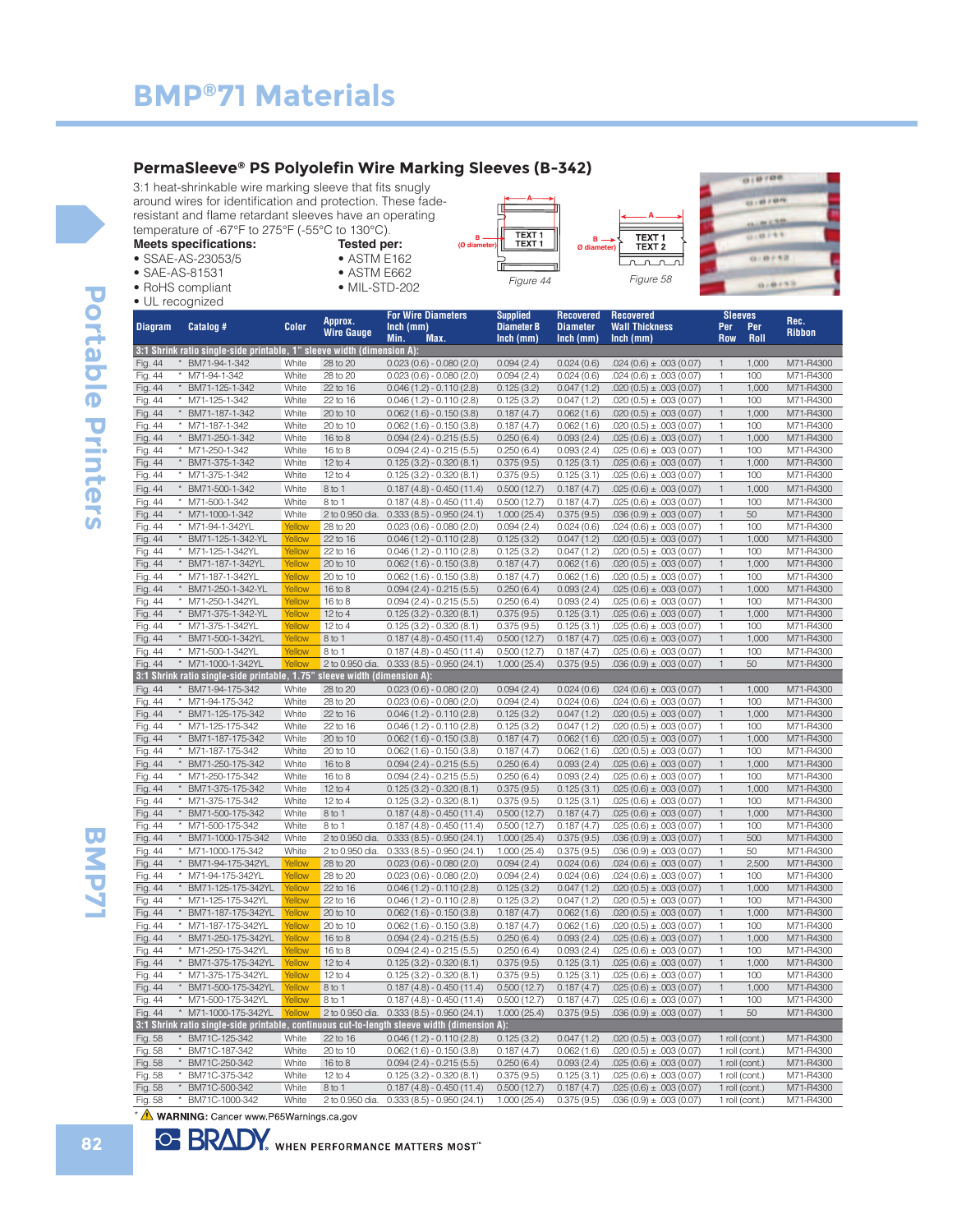# BMP®71 Materials

## PermaSleeve® PS Polyolefin Wire Marking Sleeves (B-342)

3:1 heat-shrinkable wire marking sleeve that fits snugly around wires for identification and protection. These fade-resistant and flame retardant sleeves have an operating temperature of -67°F to 275°F (-55°C to 130°C).

**Meets specifications:**
- SSAE-AS-23053/5
- SAE-AS-81531
- RoHS compliant
- UL recognized

**Tested per:**
- ASTM E162
- ASTM E662
- MIL-STD-202

Figure 44

Figure 58

| Diagram | Catalog # | Color | Approx. Wire Gauge | For Wire Diameters Inch (mm) Min. Max. | Supplied Diameter B Inch (mm) | Recovered Diameter Inch (mm) | Recovered Wall Thickness Inch (mm) | Sleeves Per Row | Per Roll | Rec. Ribbon |
|---|---|---|---|---|---|---|---|---|---|---|
| **3:1 Shrink ratio single-side printable, 1" sleeve width (dimension A):** | | | | | | | | | | |
| Fig. 44 | * BM71-94-1-342 | White | 28 to 20 | 0.023 (0.6) - 0.080 (2.0) | 0.094 (2.4) | 0.024 (0.6) | .024 (0.6) ± .003 (0.07) | 1 | 1,000 | M71-R4300 |
| Fig. 44 | * M71-94-1-342 | White | 28 to 20 | 0.023 (0.6) - 0.080 (2.0) | 0.094 (2.4) | 0.024 (0.6) | .024 (0.6) ± .003 (0.07) | 1 | 100 | M71-R4300 |
| Fig. 44 | * BM71-125-1-342 | White | 22 to 16 | 0.046 (1.2) - 0.110 (2.8) | 0.125 (3.2) | 0.047 (1.2) | .020 (0.5) ± .003 (0.07) | 1 | 1,000 | M71-R4300 |
| Fig. 44 | * M71-125-1-342 | White | 22 to 16 | 0.046 (1.2) - 0.110 (2.8) | 0.125 (3.2) | 0.047 (1.2) | .020 (0.5) ± .003 (0.07) | 1 | 100 | M71-R4300 |
| Fig. 44 | * BM71-187-1-342 | White | 20 to 10 | 0.062 (1.6) - 0.150 (3.8) | 0.187 (4.7) | 0.062 (1.6) | .020 (0.5) ± .003 (0.07) | 1 | 1,000 | M71-R4300 |
| Fig. 44 | * M71-187-1-342 | White | 20 to 10 | 0.062 (1.6) - 0.150 (3.8) | 0.187 (4.7) | 0.062 (1.6) | .020 (0.5) ± .003 (0.07) | 1 | 100 | M71-R4300 |
| Fig. 44 | * BM71-250-1-342 | White | 16 to 8 | 0.094 (2.4) - 0.215 (5.5) | 0.250 (6.4) | 0.093 (2.4) | .025 (0.6) ± .003 (0.07) | 1 | 1,000 | M71-R4300 |
| Fig. 44 | * M71-250-1-342 | White | 16 to 8 | 0.094 (2.4) - 0.215 (5.5) | 0.250 (6.4) | 0.093 (2.4) | .025 (0.6) ± .003 (0.07) | 1 | 100 | M71-R4300 |
| Fig. 44 | * BM71-375-1-342 | White | 12 to 4 | 0.125 (3.2) - 0.320 (8.1) | 0.375 (9.5) | 0.125 (3.1) | .025 (0.6) ± .003 (0.07) | 1 | 1,000 | M71-R4300 |
| Fig. 44 | * M71-375-1-342 | White | 12 to 4 | 0.125 (3.2) - 0.320 (8.1) | 0.375 (9.5) | 0.125 (3.1) | .025 (0.6) ± .003 (0.07) | 1 | 100 | M71-R4300 |
| Fig. 44 | * BM71-500-1-342 | White | 8 to 1 | 0.187 (4.8) - 0.450 (11.4) | 0.500 (12.7) | 0.187 (4.7) | .025 (0.6) ± .003 (0.07) | 1 | 1,000 | M71-R4300 |
| Fig. 44 | * M71-500-1-342 | White | 8 to 1 | 0.187 (4.8) - 0.450 (11.4) | 0.500 (12.7) | 0.187 (4.7) | .025 (0.6) ± .003 (0.07) | 1 | 100 | M71-R4300 |
| Fig. 44 | * M71-1000-1-342 | White | 2 to 0.950 dia. | 0.333 (8.5) - 0.950 (24.1) | 1.000 (25.4) | 0.375 (9.5) | .036 (0.9) ± .003 (0.07) | 1 | 50 | M71-R4300 |
| Fig. 44 | * M71-94-1-342YL | Yellow | 28 to 20 | 0.023 (0.6) - 0.080 (2.0) | 0.094 (2.4) | 0.024 (0.6) | .024 (0.6) ± .003 (0.07) | 1 | 100 | M71-R4300 |
| Fig. 44 | * BM71-125-1-342-YL | Yellow | 22 to 16 | 0.046 (1.2) - 0.110 (2.8) | 0.125 (3.2) | 0.047 (1.2) | .020 (0.5) ± .003 (0.07) | 1 | 1,000 | M71-R4300 |
| Fig. 44 | * M71-125-1-342YL | Yellow | 22 to 16 | 0.046 (1.2) - 0.110 (2.8) | 0.125 (3.2) | 0.047 (1.2) | .020 (0.5) ± .003 (0.07) | 1 | 100 | M71-R4300 |
| Fig. 44 | * BM71-187-1-342YL | Yellow | 20 to 10 | 0.062 (1.6) - 0.150 (3.8) | 0.187 (4.7) | 0.062 (1.6) | .020 (0.5) ± .003 (0.07) | 1 | 1,000 | M71-R4300 |
| Fig. 44 | * M71-187-1-342YL | Yellow | 20 to 10 | 0.062 (1.6) - 0.150 (3.8) | 0.187 (4.7) | 0.062 (1.6) | .020 (0.5) ± .003 (0.07) | 1 | 100 | M71-R4300 |
| Fig. 44 | * BM71-250-1-342-YL | Yellow | 16 to 8 | 0.094 (2.4) - 0.215 (5.5) | 0.250 (6.4) | 0.093 (2.4) | .025 (0.6) ± .003 (0.07) | 1 | 1,000 | M71-R4300 |
| Fig. 44 | * M71-250-1-342YL | Yellow | 16 to 8 | 0.094 (2.4) - 0.215 (5.5) | 0.250 (6.4) | 0.093 (2.4) | .025 (0.6) ± .003 (0.07) | 1 | 100 | M71-R4300 |
| Fig. 44 | * BM71-375-1-342-YL | Yellow | 12 to 4 | 0.125 (3.2) - 0.320 (8.1) | 0.375 (9.5) | 0.125 (3.1) | .025 (0.6) ± .003 (0.07) | 1 | 1,000 | M71-R4300 |
| Fig. 44 | * M71-375-1-342YL | Yellow | 12 to 4 | 0.125 (3.2) - 0.320 (8.1) | 0.375 (9.5) | 0.125 (3.1) | .025 (0.6) ± .003 (0.07) | 1 | 100 | M71-R4300 |
| Fig. 44 | * BM71-500-1-342YL | Yellow | 8 to 1 | 0.187 (4.8) - 0.450 (11.4) | 0.500 (12.7) | 0.187 (4.7) | .025 (0.6) ± .003 (0.07) | 1 | 1,000 | M71-R4300 |
| Fig. 44 | * M71-500-1-342YL | Yellow | 8 to 1 | 0.187 (4.8) - 0.450 (11.4) | 0.500 (12.7) | 0.187 (4.7) | .025 (0.6) ± .003 (0.07) | 1 | 100 | M71-R4300 |
| Fig. 44 | * M71-1000-1-342YL | Yellow | 2 to 0.950 dia. | 0.333 (8.5) - 0.950 (24.1) | 1.000 (25.4) | 0.375 (9.5) | .036 (0.9) ± .003 (0.07) | 1 | 50 | M71-R4300 |
| **3:1 Shrink ratio single-side printable, 1.75" sleeve width (dimension A):** | | | | | | | | | | |
| Fig. 44 | * BM71-94-175-342 | White | 28 to 20 | 0.023 (0.6) - 0.080 (2.0) | 0.094 (2.4) | 0.024 (0.6) | .024 (0.6) ± .003 (0.07) | 1 | 1,000 | M71-R4300 |
| Fig. 44 | * M71-94-175-342 | White | 28 to 20 | 0.023 (0.6) - 0.080 (2.0) | 0.094 (2.4) | 0.024 (0.6) | .024 (0.6) ± .003 (0.07) | 1 | 100 | M71-R4300 |
| Fig. 44 | * BM71-125-175-342 | White | 22 to 16 | 0.046 (1.2) - 0.110 (2.8) | 0.125 (3.2) | 0.047 (1.2) | .020 (0.5) ± .003 (0.07) | 1 | 1,000 | M71-R4300 |
| Fig. 44 | * M71-125-175-342 | White | 22 to 16 | 0.046 (1.2) - 0.110 (2.8) | 0.125 (3.2) | 0.047 (1.2) | .020 (0.5) ± .003 (0.07) | 1 | 100 | M71-R4300 |
| Fig. 44 | * BM71-187-175-342 | White | 20 to 10 | 0.062 (1.6) - 0.150 (3.8) | 0.187 (4.7) | 0.062 (1.6) | .020 (0.5) ± .003 (0.07) | 1 | 1,000 | M71-R4300 |
| Fig. 44 | * M71-187-175-342 | White | 20 to 10 | 0.062 (1.6) - 0.150 (3.8) | 0.187 (4.7) | 0.062 (1.6) | .020 (0.5) ± .003 (0.07) | 1 | 100 | M71-R4300 |
| Fig. 44 | * BM71-250-175-342 | White | 16 to 8 | 0.094 (2.4) - 0.215 (5.5) | 0.250 (6.4) | 0.093 (2.4) | .025 (0.6) ± .003 (0.07) | 1 | 1,000 | M71-R4300 |
| Fig. 44 | * M71-250-175-342 | White | 16 to 8 | 0.094 (2.4) - 0.215 (5.5) | 0.250 (6.4) | 0.093 (2.4) | .025 (0.6) ± .003 (0.07) | 1 | 100 | M71-R4300 |
| Fig. 44 | * BM71-375-175-342 | White | 12 to 4 | 0.125 (3.2) - 0.320 (8.1) | 0.375 (9.5) | 0.125 (3.1) | .025 (0.6) ± .003 (0.07) | 1 | 1,000 | M71-R4300 |
| Fig. 44 | * M71-375-175-342 | White | 12 to 4 | 0.125 (3.2) - 0.320 (8.1) | 0.375 (9.5) | 0.125 (3.1) | .025 (0.6) ± .003 (0.07) | 1 | 100 | M71-R4300 |
| Fig. 44 | * BM71-500-175-342 | White | 8 to 1 | 0.187 (4.8) - 0.450 (11.4) | 0.500 (12.7) | 0.187 (4.7) | .025 (0.6) ± .003 (0.07) | 1 | 1,000 | M71-R4300 |
| Fig. 44 | * M71-500-175-342 | White | 8 to 1 | 0.187 (4.8) - 0.450 (11.4) | 0.500 (12.7) | 0.187 (4.7) | .025 (0.6) ± .003 (0.07) | 1 | 100 | M71-R4300 |
| Fig. 44 | * BM71-1000-175-342 | White | 2 to 0.950 dia. | 0.333 (8.5) - 0.950 (24.1) | 1.000 (25.4) | 0.375 (9.5) | .036 (0.9) ± .003 (0.07) | 1 | 500 | M71-R4300 |
| Fig. 44 | * M71-1000-175-342 | White | 2 to 0.950 dia. | 0.333 (8.5) - 0.950 (24.1) | 1.000 (25.4) | 0.375 (9.5) | .036 (0.9) ± .003 (0.07) | 1 | 50 | M71-R4300 |
| Fig. 44 | * BM71-94-175-342YL | Yellow | 28 to 20 | 0.023 (0.6) - 0.080 (2.0) | 0.094 (2.4) | 0.024 (0.6) | .024 (0.6) ± .003 (0.07) | 1 | 2,500 | M71-R4300 |
| Fig. 44 | * M71-94-175-342YL | Yellow | 28 to 20 | 0.023 (0.6) - 0.080 (2.0) | 0.094 (2.4) | 0.024 (0.6) | .024 (0.6) ± .003 (0.07) | 1 | 100 | M71-R4300 |
| Fig. 44 | * BM71-125-175-342YL | Yellow | 22 to 16 | 0.046 (1.2) - 0.110 (2.8) | 0.125 (3.2) | 0.047 (1.2) | .020 (0.5) ± .003 (0.07) | 1 | 1,000 | M71-R4300 |
| Fig. 44 | * M71-125-175-342YL | Yellow | 22 to 16 | 0.046 (1.2) - 0.110 (2.8) | 0.125 (3.2) | 0.047 (1.2) | .020 (0.5) ± .003 (0.07) | 1 | 100 | M71-R4300 |
| Fig. 44 | * BM71-187-175-342YL | Yellow | 20 to 10 | 0.062 (1.6) - 0.150 (3.8) | 0.187 (4.7) | 0.062 (1.6) | .020 (0.5) ± .003 (0.07) | 1 | 1,000 | M71-R4300 |
| Fig. 44 | * M71-187-175-342YL | Yellow | 20 to 10 | 0.062 (1.6) - 0.150 (3.8) | 0.187 (4.7) | 0.062 (1.6) | .020 (0.5) ± .003 (0.07) | 1 | 100 | M71-R4300 |
| Fig. 44 | * BM71-250-175-342YL | Yellow | 16 to 8 | 0.094 (2.4) - 0.215 (5.5) | 0.250 (6.4) | 0.093 (2.4) | .025 (0.6) ± .003 (0.07) | 1 | 1,000 | M71-R4300 |
| Fig. 44 | * M71-250-175-342YL | Yellow | 16 to 8 | 0.094 (2.4) - 0.215 (5.5) | 0.250 (6.4) | 0.093 (2.4) | .025 (0.6) ± .003 (0.07) | 1 | 100 | M71-R4300 |
| Fig. 44 | * BM71-375-175-342YL | Yellow | 12 to 4 | 0.125 (3.2) - 0.320 (8.1) | 0.375 (9.5) | 0.125 (3.1) | .025 (0.6) ± .003 (0.07) | 1 | 1,000 | M71-R4300 |
| Fig. 44 | * M71-375-175-342YL | Yellow | 12 to 4 | 0.125 (3.2) - 0.320 (8.1) | 0.375 (9.5) | 0.125 (3.1) | .025 (0.6) ± .003 (0.07) | 1 | 100 | M71-R4300 |
| Fig. 44 | * BM71-500-175-342YL | Yellow | 8 to 1 | 0.187 (4.8) - 0.450 (11.4) | 0.500 (12.7) | 0.187 (4.7) | .025 (0.6) ± .003 (0.07) | 1 | 1,000 | M71-R4300 |
| Fig. 44 | * M71-500-175-342YL | Yellow | 8 to 1 | 0.187 (4.8) - 0.450 (11.4) | 0.500 (12.7) | 0.187 (4.7) | .025 (0.6) ± .003 (0.07) | 1 | 100 | M71-R4300 |
| Fig. 44 | * M71-1000-175-342YL | Yellow | 2 to 0.950 dia. | 0.333 (8.5) - 0.950 (24.1) | 1.000 (25.4) | 0.375 (9.5) | .036 (0.9) ± .003 (0.07) | 1 | 50 | M71-R4300 |
| **3:1 Shrink ratio single-side printable, continuous cut-to-length sleeve width (dimension A):** | | | | | | | | | | |
| Fig. 58 | * BM71C-125-342 | White | 22 to 16 | 0.046 (1.2) - 0.110 (2.8) | 0.125 (3.2) | 0.047 (1.2) | .020 (0.5) ± .003 (0.07) | 1 roll (cont.) | | M71-R4300 |
| Fig. 58 | * BM71C-187-342 | White | 20 to 10 | 0.062 (1.6) - 0.150 (3.8) | 0.187 (4.7) | 0.062 (1.6) | .020 (0.5) ± .003 (0.07) | 1 roll (cont.) | | M71-R4300 |
| Fig. 58 | * BM71C-250-342 | White | 16 to 8 | 0.094 (2.4) - 0.215 (5.5) | 0.250 (6.4) | 0.093 (2.4) | .025 (0.6) ± .003 (0.07) | 1 roll (cont.) | | M71-R4300 |
| Fig. 58 | * BM71C-375-342 | White | 12 to 4 | 0.125 (3.2) - 0.320 (8.1) | 0.375 (9.5) | 0.125 (3.1) | .025 (0.6) ± .003 (0.07) | 1 roll (cont.) | | M71-R4300 |
| Fig. 58 | * BM71C-500-342 | White | 8 to 1 | 0.187 (4.8) - 0.450 (11.4) | 0.500 (12.7) | 0.187 (4.7) | .025 (0.6) ± .003 (0.07) | 1 roll (cont.) | | M71-R4300 |
| Fig. 58 | * BM71C-1000-342 | White | 2 to 0.950 dia. | 0.333 (8.5) - 0.950 (24.1) | 1.000 (25.4) | 0.375 (9.5) | .036 (0.9) ± .003 (0.07) | 1 roll (cont.) | | M71-R4300 |

* ⚠ **WARNING:** Cancer www.P65Warnings.ca.gov

BRADY. WHEN PERFORMANCE MATTERS MOST™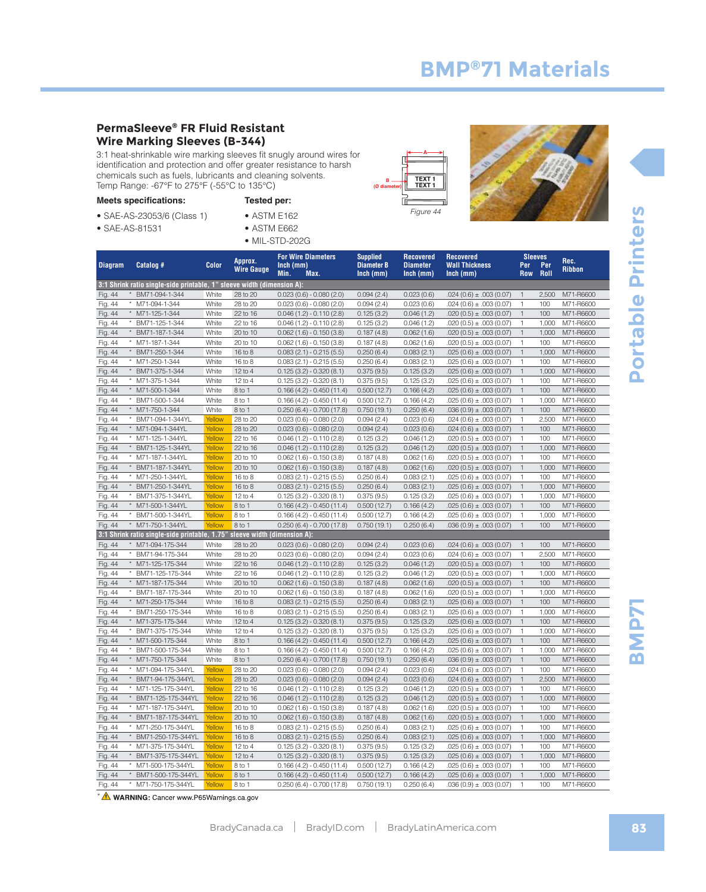# BMP®71 Materials

## PermaSleeve® FR Fluid Resistant Wire Marking Sleeves (B-344)

3:1 heat-shrinkable wire marking sleeves fit snugly around wires for identification and protection and offer greater resistance to harsh chemicals such as fuels, lubricants and cleaning solvents.
Temp Range: -67°F to 275°F (-55°C to 135°C)

**Meets specifications:**

- SAE-AS-23053/6 (Class 1)
- SAE-AS-81531

**Tested per:**

- ASTM E162
- ASTM E662
- MIL-STD-202G

Figure 44

| Diagram | Catalog # | Color | Approx. Wire Gauge | For Wire Diameters Inch (mm) Min. Max. | Supplied Diameter B Inch (mm) | Recovered Diameter Inch (mm) | Recovered Wall Thickness Inch (mm) | Sleeves Per Row | Sleeves Per Roll | Rec. Ribbon |
|---|---|---|---|---|---|---|---|---|---|---|
| **3:1 Shrink ratio single-side printable, 1" sleeve width (dimension A):** | | | | | | | | | | |
| Fig. 44 | * BM71-094-1-344 | White | 28 to 20 | 0.023 (0.6) - 0.080 (2.0) | 0.094 (2.4) | 0.023 (0.6) | .024 (0.6) ± .003 (0.07) | 1 | 2,500 | M71-R6600 |
| Fig. 44 | * M71-094-1-344 | White | 28 to 20 | 0.023 (0.6) - 0.080 (2.0) | 0.094 (2.4) | 0.023 (0.6) | .024 (0.6) ± .003 (0.07) | 1 | 100 | M71-R6600 |
| Fig. 44 | * M71-125-1-344 | White | 22 to 16 | 0.046 (1.2) - 0.110 (2.8) | 0.125 (3.2) | 0.046 (1.2) | .020 (0.5) ± .003 (0.07) | 1 | 100 | M71-R6600 |
| Fig. 44 | * BM71-125-1-344 | White | 22 to 16 | 0.046 (1.2) - 0.110 (2.8) | 0.125 (3.2) | 0.046 (1.2) | .020 (0.5) ± .003 (0.07) | 1 | 1,000 | M71-R6600 |
| Fig. 44 | * BM71-187-1-344 | White | 20 to 10 | 0.062 (1.6) - 0.150 (3.8) | 0.187 (4.8) | 0.062 (1.6) | .020 (0.5) ± .003 (0.07) | 1 | 1,000 | M71-R6600 |
| Fig. 44 | * M71-187-1-344 | White | 20 to 10 | 0.062 (1.6) - 0.150 (3.8) | 0.187 (4.8) | 0.062 (1.6) | .020 (0.5) ± .003 (0.07) | 1 | 100 | M71-R6600 |
| Fig. 44 | * BM71-250-1-344 | White | 16 to 8 | 0.083 (2.1) - 0.215 (5.5) | 0.250 (6.4) | 0.083 (2.1) | .025 (0.6) ± .003 (0.07) | 1 | 1,000 | M71-R6600 |
| Fig. 44 | * M71-250-1-344 | White | 16 to 8 | 0.083 (2.1) - 0.215 (5.5) | 0.250 (6.4) | 0.083 (2.1) | .025 (0.6) ± .003 (0.07) | 1 | 100 | M71-R6600 |
| Fig. 44 | * BM71-375-1-344 | White | 12 to 4 | 0.125 (3.2) - 0.320 (8.1) | 0.375 (9.5) | 0.125 (3.2) | .025 (0.6) ± .003 (0.07) | 1 | 1,000 | M71-R6600 |
| Fig. 44 | * M71-375-1-344 | White | 12 to 4 | 0.125 (3.2) - 0.320 (8.1) | 0.375 (9.5) | 0.125 (3.2) | .025 (0.6) ± .003 (0.07) | 1 | 100 | M71-R6600 |
| Fig. 44 | * M71-500-1-344 | White | 8 to 1 | 0.166 (4.2) - 0.450 (11.4) | 0.500 (12.7) | 0.166 (4.2) | .025 (0.6) ± .003 (0.07) | 1 | 100 | M71-R6600 |
| Fig. 44 | * BM71-500-1-344 | White | 8 to 1 | 0.166 (4.2) - 0.450 (11.4) | 0.500 (12.7) | 0.166 (4.2) | .025 (0.6) ± .003 (0.07) | 1 | 1,000 | M71-R6600 |
| Fig. 44 | * M71-750-1-344 | White | 8 to 1 | 0.250 (6.4) - 0.700 (17.8) | 0.750 (19.1) | 0.250 (6.4) | .036 (0.9) ± .003 (0.07) | 1 | 100 | M71-R6600 |
| Fig. 44 | * BM71-094-1-344YL | Yellow | 28 to 20 | 0.023 (0.6) - 0.080 (2.0) | 0.094 (2.4) | 0.023 (0.6) | .024 (0.6) ± .003 (0.07) | 1 | 2,500 | M71-R6600 |
| Fig. 44 | * M71-094-1-344YL | Yellow | 28 to 20 | 0.023 (0.6) - 0.080 (2.0) | 0.094 (2.4) | 0.023 (0.6) | .024 (0.6) ± .003 (0.07) | 1 | 100 | M71-R6600 |
| Fig. 44 | * M71-125-1-344YL | Yellow | 22 to 16 | 0.046 (1.2) - 0.110 (2.8) | 0.125 (3.2) | 0.046 (1.2) | .020 (0.5) ± .003 (0.07) | 1 | 100 | M71-R6600 |
| Fig. 44 | * BM71-125-1-344YL | Yellow | 22 to 16 | 0.046 (1.2) - 0.110 (2.8) | 0.125 (3.2) | 0.046 (1.2) | .020 (0.5) ± .003 (0.07) | 1 | 1,000 | M71-R6600 |
| Fig. 44 | * M71-187-1-344YL | Yellow | 20 to 10 | 0.062 (1.6) - 0.150 (3.8) | 0.187 (4.8) | 0.062 (1.6) | .020 (0.5) ± .003 (0.07) | 1 | 100 | M71-R6600 |
| Fig. 44 | * BM71-187-1-344YL | Yellow | 20 to 10 | 0.062 (1.6) - 0.150 (3.8) | 0.187 (4.8) | 0.062 (1.6) | .020 (0.5) ± .003 (0.07) | 1 | 1,000 | M71-R6600 |
| Fig. 44 | * M71-250-1-344YL | Yellow | 16 to 8 | 0.083 (2.1) - 0.215 (5.5) | 0.250 (6.4) | 0.083 (2.1) | .025 (0.6) ± .003 (0.07) | 1 | 100 | M71-R6600 |
| Fig. 44 | * BM71-250-1-344YL | Yellow | 16 to 8 | 0.083 (2.1) - 0.215 (5.5) | 0.250 (6.4) | 0.083 (2.1) | .025 (0.6) ± .003 (0.07) | 1 | 1,000 | M71-R6600 |
| Fig. 44 | * BM71-375-1-344YL | Yellow | 12 to 4 | 0.125 (3.2) - 0.320 (8.1) | 0.375 (9.5) | 0.125 (3.2) | .025 (0.6) ± .003 (0.07) | 1 | 1,000 | M71-R6600 |
| Fig. 44 | * M71-500-1-344YL | Yellow | 8 to 1 | 0.166 (4.2) - 0.450 (11.4) | 0.500 (12.7) | 0.166 (4.2) | .025 (0.6) ± .003 (0.07) | 1 | 100 | M71-R6600 |
| Fig. 44 | * BM71-500-1-344YL | Yellow | 8 to 1 | 0.166 (4.2) - 0.450 (11.4) | 0.500 (12.7) | 0.166 (4.2) | .025 (0.6) ± .003 (0.07) | 1 | 1,000 | M71-R6600 |
| Fig. 44 | * M71-750-1-344YL | Yellow | 8 to 1 | 0.250 (6.4) - 0.700 (17.8) | 0.750 (19.1) | 0.250 (6.4) | .036 (0.9) ± .003 (0.07) | 1 | 100 | M71-R6600 |
| **3:1 Shrink ratio single-side printable, 1.75" sleeve width (dimension A):** | | | | | | | | | | |
| Fig. 44 | * M71-094-175-344 | White | 28 to 20 | 0.023 (0.6) - 0.080 (2.0) | 0.094 (2.4) | 0.023 (0.6) | .024 (0.6) ± .003 (0.07) | 1 | 100 | M71-R6600 |
| Fig. 44 | * BM71-94-175-344 | White | 28 to 20 | 0.023 (0.6) - 0.080 (2.0) | 0.094 (2.4) | 0.023 (0.6) | .024 (0.6) ± .003 (0.07) | 1 | 2,500 | M71-R6600 |
| Fig. 44 | * M71-125-175-344 | White | 22 to 16 | 0.046 (1.2) - 0.110 (2.8) | 0.125 (3.2) | 0.046 (1.2) | .020 (0.5) ± .003 (0.07) | 1 | 100 | M71-R6600 |
| Fig. 44 | * BM71-125-175-344 | White | 22 to 16 | 0.046 (1.2) - 0.110 (2.8) | 0.125 (3.2) | 0.046 (1.2) | .020 (0.5) ± .003 (0.07) | 1 | 1,000 | M71-R6600 |
| Fig. 44 | * M71-187-175-344 | White | 20 to 10 | 0.062 (1.6) - 0.150 (3.8) | 0.187 (4.8) | 0.062 (1.6) | .020 (0.5) ± .003 (0.07) | 1 | 100 | M71-R6600 |
| Fig. 44 | * BM71-187-175-344 | White | 20 to 10 | 0.062 (1.6) - 0.150 (3.8) | 0.187 (4.8) | 0.062 (1.6) | .020 (0.5) ± .003 (0.07) | 1 | 1,000 | M71-R6600 |
| Fig. 44 | * M71-250-175-344 | White | 16 to 8 | 0.083 (2.1) - 0.215 (5.5) | 0.250 (6.4) | 0.083 (2.1) | .025 (0.6) ± .003 (0.07) | 1 | 100 | M71-R6600 |
| Fig. 44 | * BM71-250-175-344 | White | 16 to 8 | 0.083 (2.1) - 0.215 (5.5) | 0.250 (6.4) | 0.083 (2.1) | .025 (0.6) ± .003 (0.07) | 1 | 1,000 | M71-R6600 |
| Fig. 44 | * M71-375-175-344 | White | 12 to 4 | 0.125 (3.2) - 0.320 (8.1) | 0.375 (9.5) | 0.125 (3.2) | .025 (0.6) ± .003 (0.07) | 1 | 100 | M71-R6600 |
| Fig. 44 | * BM71-375-175-344 | White | 12 to 4 | 0.125 (3.2) - 0.320 (8.1) | 0.375 (9.5) | 0.125 (3.2) | .025 (0.6) ± .003 (0.07) | 1 | 1,000 | M71-R6600 |
| Fig. 44 | * M71-500-175-344 | White | 8 to 1 | 0.166 (4.2) - 0.450 (11.4) | 0.500 (12.7) | 0.166 (4.2) | .025 (0.6) ± .003 (0.07) | 1 | 100 | M71-R6600 |
| Fig. 44 | * BM71-500-175-344 | White | 8 to 1 | 0.166 (4.2) - 0.450 (11.4) | 0.500 (12.7) | 0.166 (4.2) | .025 (0.6) ± .003 (0.07) | 1 | 1,000 | M71-R6600 |
| Fig. 44 | * M71-750-175-344 | White | 8 to 1 | 0.250 (6.4) - 0.700 (17.8) | 0.750 (19.1) | 0.250 (6.4) | .036 (0.9) ± .003 (0.07) | 1 | 100 | M71-R6600 |
| Fig. 44 | * M71-094-175-344YL | Yellow | 28 to 20 | 0.023 (0.6) - 0.080 (2.0) | 0.094 (2.4) | 0.023 (0.6) | .024 (0.6) ± .003 (0.07) | 1 | 100 | M71-R6600 |
| Fig. 44 | * BM71-94-175-344YL | Yellow | 28 to 20 | 0.023 (0.6) - 0.080 (2.0) | 0.094 (2.4) | 0.023 (0.6) | .024 (0.6) ± .003 (0.07) | 1 | 2,500 | M71-R6600 |
| Fig. 44 | * M71-125-175-344YL | Yellow | 22 to 16 | 0.046 (1.2) - 0.110 (2.8) | 0.125 (3.2) | 0.046 (1.2) | .020 (0.5) ± .003 (0.07) | 1 | 100 | M71-R6600 |
| Fig. 44 | * BM71-125-175-344YL | Yellow | 22 to 16 | 0.046 (1.2) - 0.110 (2.8) | 0.125 (3.2) | 0.046 (1.2) | .020 (0.5) ± .003 (0.07) | 1 | 1,000 | M71-R6600 |
| Fig. 44 | * M71-187-175-344YL | Yellow | 20 to 10 | 0.062 (1.6) - 0.150 (3.8) | 0.187 (4.8) | 0.062 (1.6) | .020 (0.5) ± .003 (0.07) | 1 | 100 | M71-R6600 |
| Fig. 44 | * BM71-187-175-344YL | Yellow | 20 to 10 | 0.062 (1.6) - 0.150 (3.8) | 0.187 (4.8) | 0.062 (1.6) | .020 (0.5) ± .003 (0.07) | 1 | 1,000 | M71-R6600 |
| Fig. 44 | * M71-250-175-344YL | Yellow | 16 to 8 | 0.083 (2.1) - 0.215 (5.5) | 0.250 (6.4) | 0.083 (2.1) | .025 (0.6) ± .003 (0.07) | 1 | 100 | M71-R6600 |
| Fig. 44 | * BM71-250-175-344YL | Yellow | 16 to 8 | 0.083 (2.1) - 0.215 (5.5) | 0.250 (6.4) | 0.083 (2.1) | .025 (0.6) ± .003 (0.07) | 1 | 1,000 | M71-R6600 |
| Fig. 44 | * M71-375-175-344YL | Yellow | 12 to 4 | 0.125 (3.2) - 0.320 (8.1) | 0.375 (9.5) | 0.125 (3.2) | .025 (0.6) ± .003 (0.07) | 1 | 100 | M71-R6600 |
| Fig. 44 | * BM71-375-175-344YL | Yellow | 12 to 4 | 0.125 (3.2) - 0.320 (8.1) | 0.375 (9.5) | 0.125 (3.2) | .025 (0.6) ± .003 (0.07) | 1 | 1,000 | M71-R6600 |
| Fig. 44 | * M71-500-175-344YL | Yellow | 8 to 1 | 0.166 (4.2) - 0.450 (11.4) | 0.500 (12.7) | 0.166 (4.2) | .025 (0.6) ± .003 (0.07) | 1 | 100 | M71-R6600 |
| Fig. 44 | * BM71-500-175-344YL | Yellow | 8 to 1 | 0.166 (4.2) - 0.450 (11.4) | 0.500 (12.7) | 0.166 (4.2) | .025 (0.6) ± .003 (0.07) | 1 | 1,000 | M71-R6600 |
| Fig. 44 | * M71-750-175-344YL | Yellow | 8 to 1 | 0.250 (6.4) - 0.700 (17.8) | 0.750 (19.1) | 0.250 (6.4) | .036 (0.9) ± .003 (0.07) | 1 | 100 | M71-R6600 |

* ⚠ **WARNING:** Cancer www.P65Warnings.ca.gov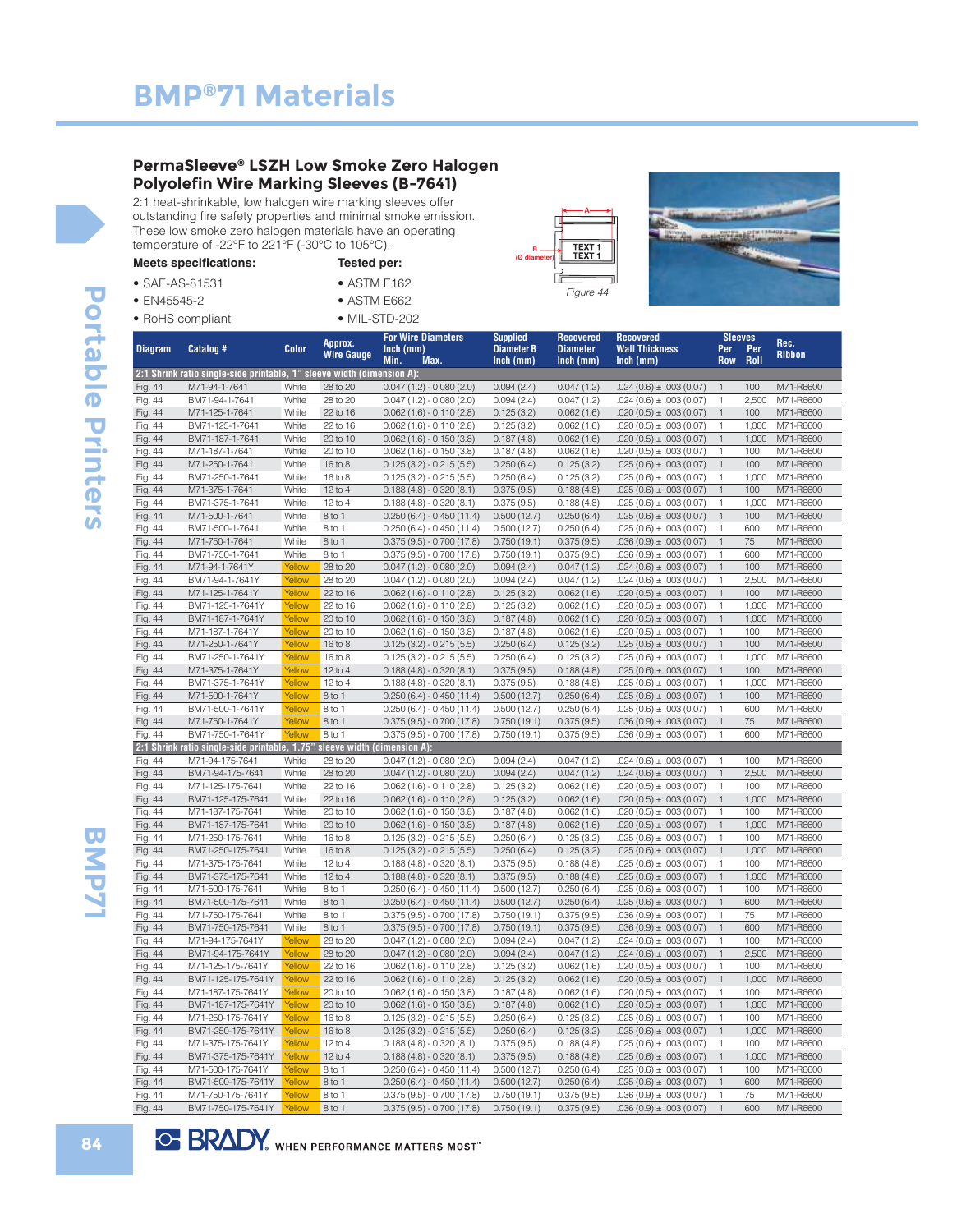# BMP®71 Materials

## PermaSleeve® LSZH Low Smoke Zero Halogen Polyolefin Wire Marking Sleeves (B-7641)

2:1 heat-shrinkable, low halogen wire marking sleeves offer outstanding fire safety properties and minimal smoke emission. These low smoke zero halogen materials have an operating temperature of -22°F to 221°F (-30°C to 105°C).

**Meets specifications:**

- SAE-AS-81531
- EN45545-2
- RoHS compliant

**Tested per:**

- ASTM E162
- ASTM E662
- MIL-STD-202

Figure 44

| Diagram | Catalog # | Color | Approx. Wire Gauge | For Wire Diameters Inch (mm) Min. - Max. | Supplied Diameter B Inch (mm) | Recovered Diameter Inch (mm) | Recovered Wall Thickness Inch (mm) | Sleeves Per Row | Per Roll | Rec. Ribbon |
|---|---|---|---|---|---|---|---|---|---|---|
| **2:1 Shrink ratio single-side printable, 1" sleeve width (dimension A):** | | | | | | | | | | |
| Fig. 44 | M71-94-1-7641 | White | 28 to 20 | 0.047 (1.2) - 0.080 (2.0) | 0.094 (2.4) | 0.047 (1.2) | .024 (0.6) ± .003 (0.07) | 1 | 100 | M71-R6600 |
| Fig. 44 | BM71-94-1-7641 | White | 28 to 20 | 0.047 (1.2) - 0.080 (2.0) | 0.094 (2.4) | 0.047 (1.2) | .024 (0.6) ± .003 (0.07) | 1 | 2,500 | M71-R6600 |
| Fig. 44 | M71-125-1-7641 | White | 22 to 16 | 0.062 (1.6) - 0.110 (2.8) | 0.125 (3.2) | 0.062 (1.6) | .020 (0.5) ± .003 (0.07) | 1 | 100 | M71-R6600 |
| Fig. 44 | BM71-125-1-7641 | White | 22 to 16 | 0.062 (1.6) - 0.110 (2.8) | 0.125 (3.2) | 0.062 (1.6) | .020 (0.5) ± .003 (0.07) | 1 | 1,000 | M71-R6600 |
| Fig. 44 | BM71-187-1-7641 | White | 20 to 10 | 0.062 (1.6) - 0.150 (3.8) | 0.187 (4.8) | 0.062 (1.6) | .020 (0.5) ± .003 (0.07) | 1 | 1,000 | M71-R6600 |
| Fig. 44 | M71-187-1-7641 | White | 20 to 10 | 0.062 (1.6) - 0.150 (3.8) | 0.187 (4.8) | 0.062 (1.6) | .020 (0.5) ± .003 (0.07) | 1 | 100 | M71-R6600 |
| Fig. 44 | M71-250-1-7641 | White | 16 to 8 | 0.125 (3.2) - 0.215 (5.5) | 0.250 (6.4) | 0.125 (3.2) | .025 (0.6) ± .003 (0.07) | 1 | 100 | M71-R6600 |
| Fig. 44 | BM71-250-1-7641 | White | 16 to 8 | 0.125 (3.2) - 0.215 (5.5) | 0.250 (6.4) | 0.125 (3.2) | .025 (0.6) ± .003 (0.07) | 1 | 1,000 | M71-R6600 |
| Fig. 44 | M71-375-1-7641 | White | 12 to 4 | 0.188 (4.8) - 0.320 (8.1) | 0.375 (9.5) | 0.188 (4.8) | .025 (0.6) ± .003 (0.07) | 1 | 100 | M71-R6600 |
| Fig. 44 | BM71-375-1-7641 | White | 12 to 4 | 0.188 (4.8) - 0.320 (8.1) | 0.375 (9.5) | 0.188 (4.8) | .025 (0.6) ± .003 (0.07) | 1 | 1,000 | M71-R6600 |
| Fig. 44 | M71-500-1-7641 | White | 8 to 1 | 0.250 (6.4) - 0.450 (11.4) | 0.500 (12.7) | 0.250 (6.4) | .025 (0.6) ± .003 (0.07) | 1 | 100 | M71-R6600 |
| Fig. 44 | BM71-500-1-7641 | White | 8 to 1 | 0.250 (6.4) - 0.450 (11.4) | 0.500 (12.7) | 0.250 (6.4) | .025 (0.6) ± .003 (0.07) | 1 | 600 | M71-R6600 |
| Fig. 44 | M71-750-1-7641 | White | 8 to 1 | 0.375 (9.5) - 0.700 (17.8) | 0.750 (19.1) | 0.375 (9.5) | .036 (0.9) ± .003 (0.07) | 1 | 75 | M71-R6600 |
| Fig. 44 | BM71-750-1-7641 | White | 8 to 1 | 0.375 (9.5) - 0.700 (17.8) | 0.750 (19.1) | 0.375 (9.5) | .036 (0.9) ± .003 (0.07) | 1 | 600 | M71-R6600 |
| Fig. 44 | M71-94-1-7641Y | Yellow | 28 to 20 | 0.047 (1.2) - 0.080 (2.0) | 0.094 (2.4) | 0.047 (1.2) | .024 (0.6) ± .003 (0.07) | 1 | 100 | M71-R6600 |
| Fig. 44 | BM71-94-1-7641Y | Yellow | 28 to 20 | 0.047 (1.2) - 0.080 (2.0) | 0.094 (2.4) | 0.047 (1.2) | .024 (0.6) ± .003 (0.07) | 1 | 2,500 | M71-R6600 |
| Fig. 44 | M71-125-1-7641Y | Yellow | 22 to 16 | 0.062 (1.6) - 0.110 (2.8) | 0.125 (3.2) | 0.062 (1.6) | .020 (0.5) ± .003 (0.07) | 1 | 100 | M71-R6600 |
| Fig. 44 | BM71-125-1-7641Y | Yellow | 22 to 16 | 0.062 (1.6) - 0.110 (2.8) | 0.125 (3.2) | 0.062 (1.6) | .020 (0.5) ± .003 (0.07) | 1 | 1,000 | M71-R6600 |
| Fig. 44 | BM71-187-1-7641Y | Yellow | 20 to 10 | 0.062 (1.6) - 0.150 (3.8) | 0.187 (4.8) | 0.062 (1.6) | .020 (0.5) ± .003 (0.07) | 1 | 1,000 | M71-R6600 |
| Fig. 44 | M71-187-1-7641Y | Yellow | 20 to 10 | 0.062 (1.6) - 0.150 (3.8) | 0.187 (4.8) | 0.062 (1.6) | .020 (0.5) ± .003 (0.07) | 1 | 100 | M71-R6600 |
| Fig. 44 | M71-250-1-7641Y | Yellow | 16 to 8 | 0.125 (3.2) - 0.215 (5.5) | 0.250 (6.4) | 0.125 (3.2) | .025 (0.6) ± .003 (0.07) | 1 | 100 | M71-R6600 |
| Fig. 44 | BM71-250-1-7641Y | Yellow | 16 to 8 | 0.125 (3.2) - 0.215 (5.5) | 0.250 (6.4) | 0.125 (3.2) | .025 (0.6) ± .003 (0.07) | 1 | 1,000 | M71-R6600 |
| Fig. 44 | M71-375-1-7641Y | Yellow | 12 to 4 | 0.188 (4.8) - 0.320 (8.1) | 0.375 (9.5) | 0.188 (4.8) | .025 (0.6) ± .003 (0.07) | 1 | 100 | M71-R6600 |
| Fig. 44 | BM71-375-1-7641Y | Yellow | 12 to 4 | 0.188 (4.8) - 0.320 (8.1) | 0.375 (9.5) | 0.188 (4.8) | .025 (0.6) ± .003 (0.07) | 1 | 1,000 | M71-R6600 |
| Fig. 44 | M71-500-1-7641Y | Yellow | 8 to 1 | 0.250 (6.4) - 0.450 (11.4) | 0.500 (12.7) | 0.250 (6.4) | .025 (0.6) ± .003 (0.07) | 1 | 100 | M71-R6600 |
| Fig. 44 | BM71-500-1-7641Y | Yellow | 8 to 1 | 0.250 (6.4) - 0.450 (11.4) | 0.500 (12.7) | 0.250 (6.4) | .025 (0.6) ± .003 (0.07) | 1 | 600 | M71-R6600 |
| Fig. 44 | M71-750-1-7641Y | Yellow | 8 to 1 | 0.375 (9.5) - 0.700 (17.8) | 0.750 (19.1) | 0.375 (9.5) | .036 (0.9) ± .003 (0.07) | 1 | 75 | M71-R6600 |
| Fig. 44 | BM71-750-1-7641Y | Yellow | 8 to 1 | 0.375 (9.5) - 0.700 (17.8) | 0.750 (19.1) | 0.375 (9.5) | .036 (0.9) ± .003 (0.07) | 1 | 600 | M71-R6600 |
| **2:1 Shrink ratio single-side printable, 1.75" sleeve width (dimension A):** | | | | | | | | | | |
| Fig. 44 | M71-94-175-7641 | White | 28 to 20 | 0.047 (1.2) - 0.080 (2.0) | 0.094 (2.4) | 0.047 (1.2) | .024 (0.6) ± .003 (0.07) | 1 | 100 | M71-R6600 |
| Fig. 44 | BM71-94-175-7641 | White | 28 to 20 | 0.047 (1.2) - 0.080 (2.0) | 0.094 (2.4) | 0.047 (1.2) | .024 (0.6) ± .003 (0.07) | 1 | 2,500 | M71-R6600 |
| Fig. 44 | M71-125-175-7641 | White | 22 to 16 | 0.062 (1.6) - 0.110 (2.8) | 0.125 (3.2) | 0.062 (1.6) | .020 (0.5) ± .003 (0.07) | 1 | 100 | M71-R6600 |
| Fig. 44 | BM71-125-175-7641 | White | 22 to 16 | 0.062 (1.6) - 0.110 (2.8) | 0.125 (3.2) | 0.062 (1.6) | .020 (0.5) ± .003 (0.07) | 1 | 1,000 | M71-R6600 |
| Fig. 44 | M71-187-175-7641 | White | 20 to 10 | 0.062 (1.6) - 0.150 (3.8) | 0.187 (4.8) | 0.062 (1.6) | .020 (0.5) ± .003 (0.07) | 1 | 100 | M71-R6600 |
| Fig. 44 | BM71-187-175-7641 | White | 20 to 10 | 0.062 (1.6) - 0.150 (3.8) | 0.187 (4.8) | 0.062 (1.6) | .020 (0.5) ± .003 (0.07) | 1 | 1,000 | M71-R6600 |
| Fig. 44 | M71-250-175-7641 | White | 16 to 8 | 0.125 (3.2) - 0.215 (5.5) | 0.250 (6.4) | 0.125 (3.2) | .025 (0.6) ± .003 (0.07) | 1 | 100 | M71-R6600 |
| Fig. 44 | BM71-250-175-7641 | White | 16 to 8 | 0.125 (3.2) - 0.215 (5.5) | 0.250 (6.4) | 0.125 (3.2) | .025 (0.6) ± .003 (0.07) | 1 | 1,000 | M71-R6600 |
| Fig. 44 | M71-375-175-7641 | White | 12 to 4 | 0.188 (4.8) - 0.320 (8.1) | 0.375 (9.5) | 0.188 (4.8) | .025 (0.6) ± .003 (0.07) | 1 | 100 | M71-R6600 |
| Fig. 44 | BM71-375-175-7641 | White | 12 to 4 | 0.188 (4.8) - 0.320 (8.1) | 0.375 (9.5) | 0.188 (4.8) | .025 (0.6) ± .003 (0.07) | 1 | 1,000 | M71-R6600 |
| Fig. 44 | M71-500-175-7641 | White | 8 to 1 | 0.250 (6.4) - 0.450 (11.4) | 0.500 (12.7) | 0.250 (6.4) | .025 (0.6) ± .003 (0.07) | 1 | 100 | M71-R6600 |
| Fig. 44 | BM71-500-175-7641 | White | 8 to 1 | 0.250 (6.4) - 0.450 (11.4) | 0.500 (12.7) | 0.250 (6.4) | .025 (0.6) ± .003 (0.07) | 1 | 600 | M71-R6600 |
| Fig. 44 | M71-750-175-7641 | White | 8 to 1 | 0.375 (9.5) - 0.700 (17.8) | 0.750 (19.1) | 0.375 (9.5) | .036 (0.9) ± .003 (0.07) | 1 | 75 | M71-R6600 |
| Fig. 44 | BM71-750-175-7641 | White | 8 to 1 | 0.375 (9.5) - 0.700 (17.8) | 0.750 (19.1) | 0.375 (9.5) | .036 (0.9) ± .003 (0.07) | 1 | 600 | M71-R6600 |
| Fig. 44 | M71-94-175-7641Y | Yellow | 28 to 20 | 0.047 (1.2) - 0.080 (2.0) | 0.094 (2.4) | 0.047 (1.2) | .024 (0.6) ± .003 (0.07) | 1 | 100 | M71-R6600 |
| Fig. 44 | BM71-94-175-7641Y | Yellow | 28 to 20 | 0.047 (1.2) - 0.080 (2.0) | 0.094 (2.4) | 0.047 (1.2) | .024 (0.6) ± .003 (0.07) | 1 | 2,500 | M71-R6600 |
| Fig. 44 | M71-125-175-7641Y | Yellow | 22 to 16 | 0.062 (1.6) - 0.110 (2.8) | 0.125 (3.2) | 0.062 (1.6) | .020 (0.5) ± .003 (0.07) | 1 | 100 | M71-R6600 |
| Fig. 44 | BM71-125-175-7641Y | Yellow | 22 to 16 | 0.062 (1.6) - 0.110 (2.8) | 0.125 (3.2) | 0.062 (1.6) | .020 (0.5) ± .003 (0.07) | 1 | 1,000 | M71-R6600 |
| Fig. 44 | M71-187-175-7641Y | Yellow | 20 to 10 | 0.062 (1.6) - 0.150 (3.8) | 0.187 (4.8) | 0.062 (1.6) | .020 (0.5) ± .003 (0.07) | 1 | 100 | M71-R6600 |
| Fig. 44 | BM71-187-175-7641Y | Yellow | 20 to 10 | 0.062 (1.6) - 0.150 (3.8) | 0.187 (4.8) | 0.062 (1.6) | .020 (0.5) ± .003 (0.07) | 1 | 1,000 | M71-R6600 |
| Fig. 44 | M71-250-175-7641Y | Yellow | 16 to 8 | 0.125 (3.2) - 0.215 (5.5) | 0.250 (6.4) | 0.125 (3.2) | .025 (0.6) ± .003 (0.07) | 1 | 100 | M71-R6600 |
| Fig. 44 | BM71-250-175-7641Y | Yellow | 16 to 8 | 0.125 (3.2) - 0.215 (5.5) | 0.250 (6.4) | 0.125 (3.2) | .025 (0.6) ± .003 (0.07) | 1 | 1,000 | M71-R6600 |
| Fig. 44 | M71-375-175-7641Y | Yellow | 12 to 4 | 0.188 (4.8) - 0.320 (8.1) | 0.375 (9.5) | 0.188 (4.8) | .025 (0.6) ± .003 (0.07) | 1 | 100 | M71-R6600 |
| Fig. 44 | BM71-375-175-7641Y | Yellow | 12 to 4 | 0.188 (4.8) - 0.320 (8.1) | 0.375 (9.5) | 0.188 (4.8) | .025 (0.6) ± .003 (0.07) | 1 | 1,000 | M71-R6600 |
| Fig. 44 | M71-500-175-7641Y | Yellow | 8 to 1 | 0.250 (6.4) - 0.450 (11.4) | 0.500 (12.7) | 0.250 (6.4) | .025 (0.6) ± .003 (0.07) | 1 | 100 | M71-R6600 |
| Fig. 44 | BM71-500-175-7641Y | Yellow | 8 to 1 | 0.250 (6.4) - 0.450 (11.4) | 0.500 (12.7) | 0.250 (6.4) | .025 (0.6) ± .003 (0.07) | 1 | 600 | M71-R6600 |
| Fig. 44 | M71-750-175-7641Y | Yellow | 8 to 1 | 0.375 (9.5) - 0.700 (17.8) | 0.750 (19.1) | 0.375 (9.5) | .036 (0.9) ± .003 (0.07) | 1 | 75 | M71-R6600 |
| Fig. 44 | BM71-750-175-7641Y | Yellow | 8 to 1 | 0.375 (9.5) - 0.700 (17.8) | 0.750 (19.1) | 0.375 (9.5) | .036 (0.9) ± .003 (0.07) | 1 | 600 | M71-R6600 |

BRADY® WHEN PERFORMANCE MATTERS MOST™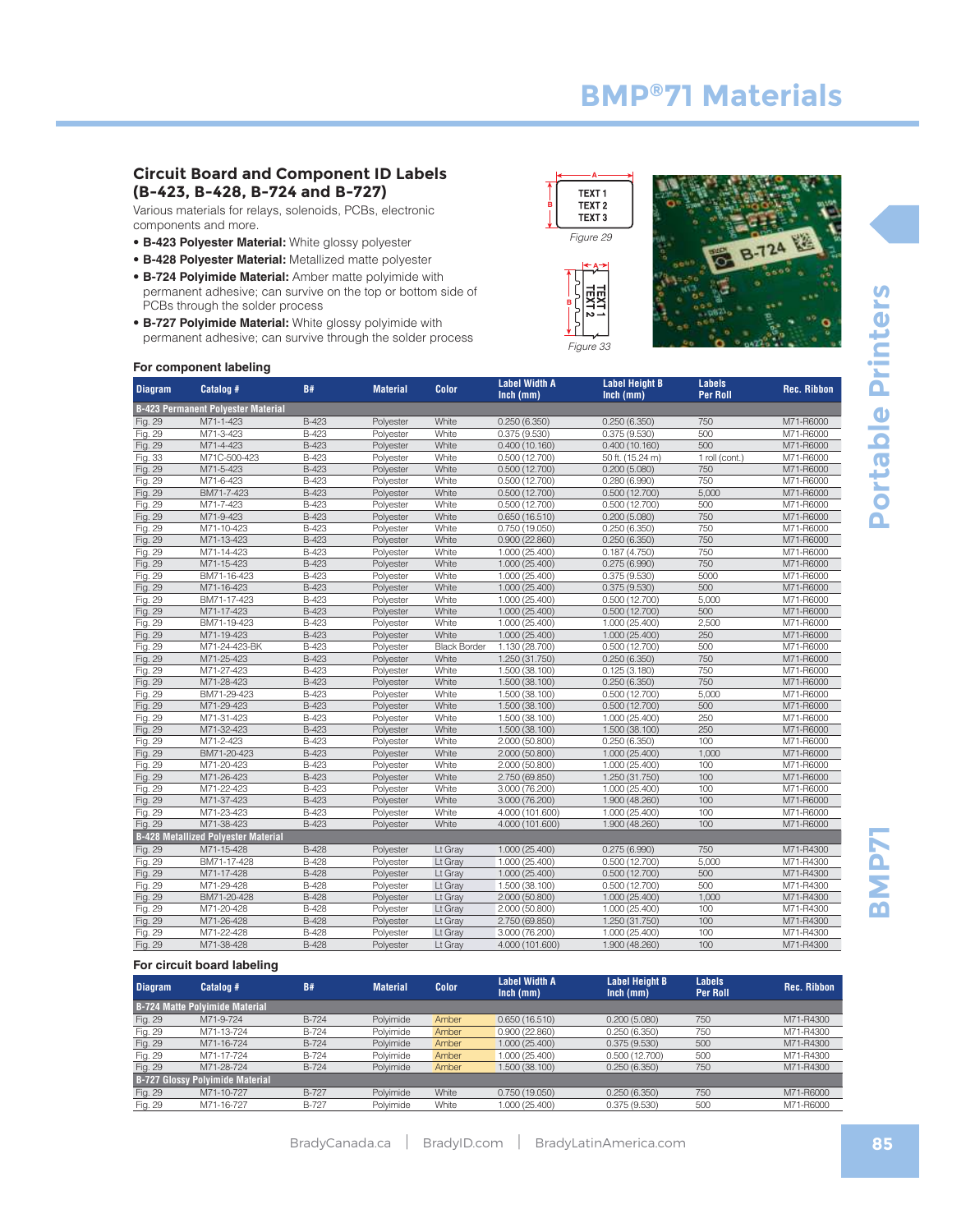# BMP®71 Materials

## Circuit Board and Component ID Labels (B-423, B-428, B-724 and B-727)

Various materials for relays, solenoids, PCBs, electronic components and more.

- **B-423 Polyester Material:** White glossy polyester
- **B-428 Polyester Material:** Metallized matte polyester
- **B-724 Polyimide Material:** Amber matte polyimide with permanent adhesive; can survive on the top or bottom side of PCBs through the solder process
- **B-727 Polyimide Material:** White glossy polyimide with permanent adhesive; can survive through the solder process

Figure 29

Figure 33

### For component labeling

| Diagram | Catalog # | B# | Material | Color | Label Width A Inch (mm) | Label Height B Inch (mm) | Labels Per Roll | Rec. Ribbon |
|---|---|---|---|---|---|---|---|---|
| **B-423 Permanent Polyester Material** | | | | | | | | |
| Fig. 29 | M71-1-423 | B-423 | Polyester | White | 0.250 (6.350) | 0.250 (6.350) | 750 | M71-R6000 |
| Fig. 29 | M71-3-423 | B-423 | Polyester | White | 0.375 (9.530) | 0.375 (9.530) | 500 | M71-R6000 |
| Fig. 29 | M71-4-423 | B-423 | Polyester | White | 0.400 (10.160) | 0.400 (10.160) | 500 | M71-R6000 |
| Fig. 33 | M71C-500-423 | B-423 | Polyester | White | 0.500 (12.700) | 50 ft. (15.24 m) | 1 roll (cont.) | M71-R6000 |
| Fig. 29 | M71-5-423 | B-423 | Polyester | White | 0.500 (12.700) | 0.200 (5.080) | 750 | M71-R6000 |
| Fig. 29 | M71-6-423 | B-423 | Polyester | White | 0.500 (12.700) | 0.280 (6.990) | 750 | M71-R6000 |
| Fig. 29 | BM71-7-423 | B-423 | Polyester | White | 0.500 (12.700) | 0.500 (12.700) | 5,000 | M71-R6000 |
| Fig. 29 | M71-7-423 | B-423 | Polyester | White | 0.500 (12.700) | 0.500 (12.700) | 500 | M71-R6000 |
| Fig. 29 | M71-9-423 | B-423 | Polyester | White | 0.650 (16.510) | 0.200 (5.080) | 750 | M71-R6000 |
| Fig. 29 | M71-10-423 | B-423 | Polyester | White | 0.750 (19.050) | 0.250 (6.350) | 750 | M71-R6000 |
| Fig. 29 | M71-13-423 | B-423 | Polyester | White | 0.900 (22.860) | 0.250 (6.350) | 750 | M71-R6000 |
| Fig. 29 | M71-14-423 | B-423 | Polyester | White | 1.000 (25.400) | 0.187 (4.750) | 750 | M71-R6000 |
| Fig. 29 | M71-15-423 | B-423 | Polyester | White | 1.000 (25.400) | 0.275 (6.990) | 750 | M71-R6000 |
| Fig. 29 | BM71-16-423 | B-423 | Polyester | White | 1.000 (25.400) | 0.375 (9.530) | 5000 | M71-R6000 |
| Fig. 29 | M71-16-423 | B-423 | Polyester | White | 1.000 (25.400) | 0.375 (9.530) | 500 | M71-R6000 |
| Fig. 29 | BM71-17-423 | B-423 | Polyester | White | 1.000 (25.400) | 0.500 (12.700) | 5,000 | M71-R6000 |
| Fig. 29 | M71-17-423 | B-423 | Polyester | White | 1.000 (25.400) | 0.500 (12.700) | 500 | M71-R6000 |
| Fig. 29 | BM71-19-423 | B-423 | Polyester | White | 1.000 (25.400) | 1.000 (25.400) | 2,500 | M71-R6000 |
| Fig. 29 | M71-19-423 | B-423 | Polyester | White | 1.000 (25.400) | 1.000 (25.400) | 250 | M71-R6000 |
| Fig. 29 | M71-24-423-BK | B-423 | Polyester | Black Border | 1.130 (28.700) | 0.500 (12.700) | 500 | M71-R6000 |
| Fig. 29 | M71-25-423 | B-423 | Polyester | White | 1.250 (31.750) | 0.250 (6.350) | 750 | M71-R6000 |
| Fig. 29 | M71-27-423 | B-423 | Polyester | White | 1.500 (38.100) | 0.125 (3.180) | 750 | M71-R6000 |
| Fig. 29 | M71-28-423 | B-423 | Polyester | White | 1.500 (38.100) | 0.250 (6.350) | 750 | M71-R6000 |
| Fig. 29 | BM71-29-423 | B-423 | Polyester | White | 1.500 (38.100) | 0.500 (12.700) | 5,000 | M71-R6000 |
| Fig. 29 | M71-29-423 | B-423 | Polyester | White | 1.500 (38.100) | 0.500 (12.700) | 500 | M71-R6000 |
| Fig. 29 | M71-31-423 | B-423 | Polyester | White | 1.500 (38.100) | 1.000 (25.400) | 250 | M71-R6000 |
| Fig. 29 | M71-32-423 | B-423 | Polyester | White | 1.500 (38.100) | 1.500 (38.100) | 250 | M71-R6000 |
| Fig. 29 | M71-2-423 | B-423 | Polyester | White | 2.000 (50.800) | 0.250 (6.350) | 100 | M71-R6000 |
| Fig. 29 | BM71-20-423 | B-423 | Polyester | White | 2.000 (50.800) | 1.000 (25.400) | 1,000 | M71-R6000 |
| Fig. 29 | M71-20-423 | B-423 | Polyester | White | 2.000 (50.800) | 1.000 (25.400) | 100 | M71-R6000 |
| Fig. 29 | M71-26-423 | B-423 | Polyester | White | 2.750 (69.850) | 1.250 (31.750) | 100 | M71-R6000 |
| Fig. 29 | M71-22-423 | B-423 | Polyester | White | 3.000 (76.200) | 1.000 (25.400) | 100 | M71-R6000 |
| Fig. 29 | M71-37-423 | B-423 | Polyester | White | 3.000 (76.200) | 1.900 (48.260) | 100 | M71-R6000 |
| Fig. 29 | M71-23-423 | B-423 | Polyester | White | 4.000 (101.600) | 1.000 (25.400) | 100 | M71-R6000 |
| Fig. 29 | M71-38-423 | B-423 | Polyester | White | 4.000 (101.600) | 1.900 (48.260) | 100 | M71-R6000 |
| **B-428 Metallized Polyester Material** | | | | | | | | |
| Fig. 29 | M71-15-428 | B-428 | Polyester | Lt Gray | 1.000 (25.400) | 0.275 (6.990) | 750 | M71-R4300 |
| Fig. 29 | BM71-17-428 | B-428 | Polyester | Lt Gray | 1.000 (25.400) | 0.500 (12.700) | 5,000 | M71-R4300 |
| Fig. 29 | M71-17-428 | B-428 | Polyester | Lt Gray | 1.000 (25.400) | 0.500 (12.700) | 500 | M71-R4300 |
| Fig. 29 | M71-29-428 | B-428 | Polyester | Lt Gray | 1.500 (38.100) | 0.500 (12.700) | 500 | M71-R4300 |
| Fig. 29 | BM71-20-428 | B-428 | Polyester | Lt Gray | 2.000 (50.800) | 1.000 (25.400) | 1,000 | M71-R4300 |
| Fig. 29 | M71-20-428 | B-428 | Polyester | Lt Gray | 2.000 (50.800) | 1.000 (25.400) | 100 | M71-R4300 |
| Fig. 29 | M71-26-428 | B-428 | Polyester | Lt Gray | 2.750 (69.850) | 1.250 (31.750) | 100 | M71-R4300 |
| Fig. 29 | M71-22-428 | B-428 | Polyester | Lt Gray | 3.000 (76.200) | 1.000 (25.400) | 100 | M71-R4300 |
| Fig. 29 | M71-38-428 | B-428 | Polyester | Lt Gray | 4.000 (101.600) | 1.900 (48.260) | 100 | M71-R4300 |

### For circuit board labeling

| Diagram | Catalog # | B# | Material | Color | Label Width A Inch (mm) | Label Height B Inch (mm) | Labels Per Roll | Rec. Ribbon |
|---|---|---|---|---|---|---|---|---|
| **B-724 Matte Polyimide Material** | | | | | | | | |
| Fig. 29 | M71-9-724 | B-724 | Polyimide | Amber | 0.650 (16.510) | 0.200 (5.080) | 750 | M71-R4300 |
| Fig. 29 | M71-13-724 | B-724 | Polyimide | Amber | 0.900 (22.860) | 0.250 (6.350) | 750 | M71-R4300 |
| Fig. 29 | M71-16-724 | B-724 | Polyimide | Amber | 1.000 (25.400) | 0.375 (9.530) | 500 | M71-R4300 |
| Fig. 29 | M71-17-724 | B-724 | Polyimide | Amber | 1.000 (25.400) | 0.500 (12.700) | 500 | M71-R4300 |
| Fig. 29 | M71-28-724 | B-724 | Polyimide | Amber | 1.500 (38.100) | 0.250 (6.350) | 750 | M71-R4300 |
| **B-727 Glossy Polyimide Material** | | | | | | | | |
| Fig. 29 | M71-10-727 | B-727 | Polyimide | White | 0.750 (19.050) | 0.250 (6.350) | 750 | M71-R6000 |
| Fig. 29 | M71-16-727 | B-727 | Polyimide | White | 1.000 (25.400) | 0.375 (9.530) | 500 | M71-R6000 |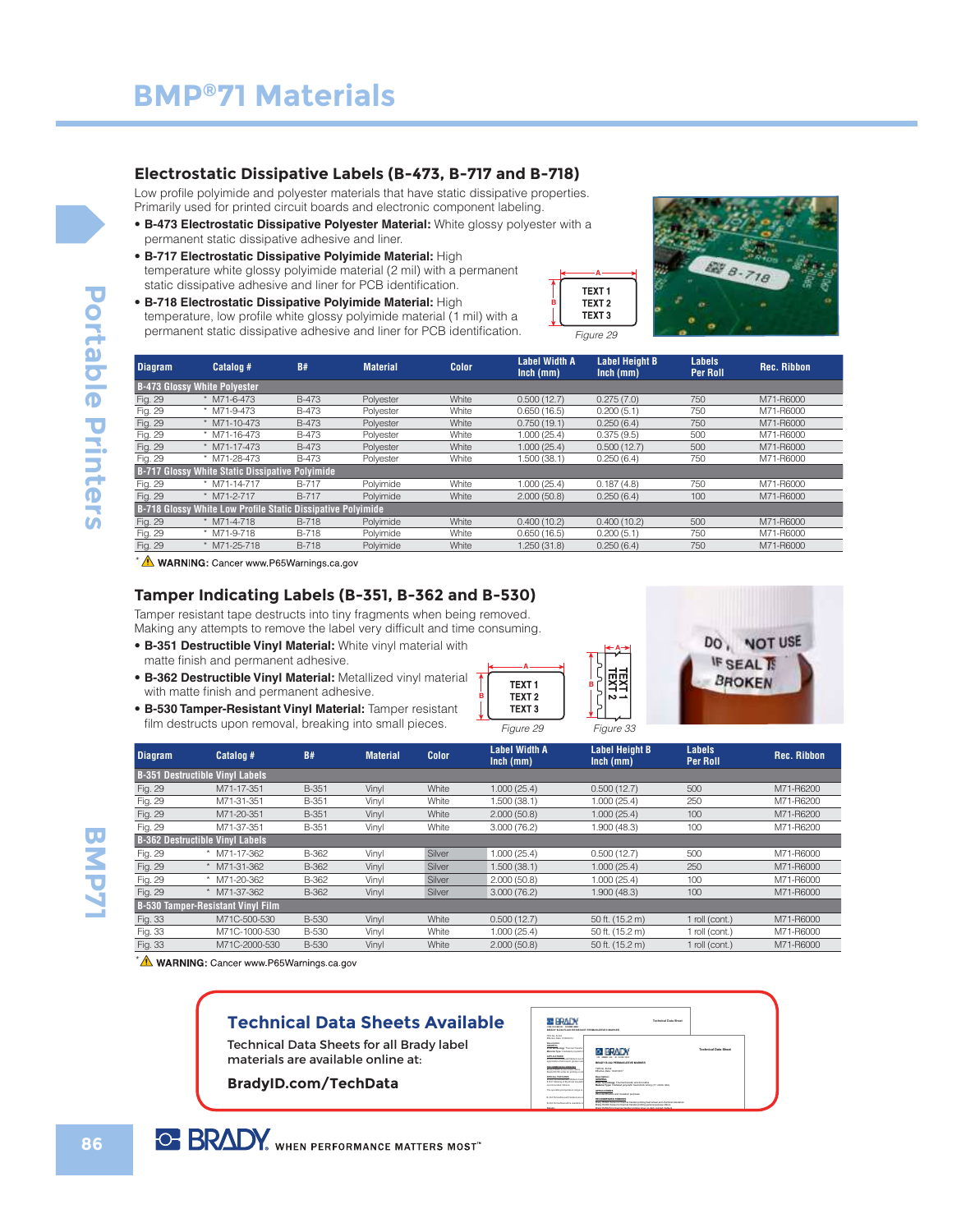# BMP®71 Materials

## Electrostatic Dissipative Labels (B-473, B-717 and B-718)

Low profile polyimide and polyester materials that have static dissipative properties. Primarily used for printed circuit boards and electronic component labeling.

- **B-473 Electrostatic Dissipative Polyester Material:** White glossy polyester with a permanent static dissipative adhesive and liner.
- **B-717 Electrostatic Dissipative Polyimide Material:** High temperature white glossy polyimide material (2 mil) with a permanent static dissipative adhesive and liner for PCB identification.
- **B-718 Electrostatic Dissipative Polyimide Material:** High temperature, low profile white glossy polyimide material (1 mil) with a permanent static dissipative adhesive and liner for PCB identification.

A
B
TEXT 1
TEXT 2
TEXT 3

Figure 29

| Diagram | Catalog # | B# | Material | Color | Label Width A Inch (mm) | Label Height B Inch (mm) | Labels Per Roll | Rec. Ribbon |
|---|---|---|---|---|---|---|---|---|
| **B-473 Glossy White Polyester** | | | | | | | | |
| Fig. 29 | * M71-6-473 | B-473 | Polyester | White | 0.500 (12.7) | 0.275 (7.0) | 750 | M71-R6000 |
| Fig. 29 | * M71-9-473 | B-473 | Polyester | White | 0.650 (16.5) | 0.200 (5.1) | 750 | M71-R6000 |
| Fig. 29 | * M71-10-473 | B-473 | Polyester | White | 0.750 (19.1) | 0.250 (6.4) | 750 | M71-R6000 |
| Fig. 29 | * M71-16-473 | B-473 | Polyester | White | 1.000 (25.4) | 0.375 (9.5) | 500 | M71-R6000 |
| Fig. 29 | * M71-17-473 | B-473 | Polyester | White | 1.000 (25.4) | 0.500 (12.7) | 500 | M71-R6000 |
| Fig. 29 | * M71-28-473 | B-473 | Polyester | White | 1.500 (38.1) | 0.250 (6.4) | 750 | M71-R6000 |
| **B-717 Glossy White Static Dissipative Polyimide** | | | | | | | | |
| Fig. 29 | * M71-14-717 | B-717 | Polyimide | White | 1.000 (25.4) | 0.187 (4.8) | 750 | M71-R6000 |
| Fig. 29 | * M71-2-717 | B-717 | Polyimide | White | 2.000 (50.8) | 0.250 (6.4) | 100 | M71-R6000 |
| **B-718 Glossy White Low Profile Static Dissipative Polyimide** | | | | | | | | |
| Fig. 29 | * M71-4-718 | B-718 | Polyimide | White | 0.400 (10.2) | 0.400 (10.2) | 500 | M71-R6000 |
| Fig. 29 | * M71-9-718 | B-718 | Polyimide | White | 0.650 (16.5) | 0.200 (5.1) | 750 | M71-R6000 |
| Fig. 29 | * M71-25-718 | B-718 | Polyimide | White | 1.250 (31.8) | 0.250 (6.4) | 750 | M71-R6000 |

* ⚠ **WARNING:** Cancer www.P65Warnings.ca.gov

## Tamper Indicating Labels (B-351, B-362 and B-530)

Tamper resistant tape destructs into tiny fragments when being removed. Making any attempts to remove the label very difficult and time consuming.

- **B-351 Destructible Vinyl Material:** White vinyl material with matte finish and permanent adhesive.
- **B-362 Destructible Vinyl Material:** Metallized vinyl material with matte finish and permanent adhesive.
- **B-530 Tamper-Resistant Vinyl Material:** Tamper resistant film destructs upon removal, breaking into small pieces.

A
B
TEXT 1
TEXT 2
TEXT 3

Figure 29

A
B
TEXT 1
TEXT 2

Figure 33

| Diagram | Catalog # | B# | Material | Color | Label Width A Inch (mm) | Label Height B Inch (mm) | Labels Per Roll | Rec. Ribbon |
|---|---|---|---|---|---|---|---|---|
| **B-351 Destructible Vinyl Labels** | | | | | | | | |
| Fig. 29 | M71-17-351 | B-351 | Vinyl | White | 1.000 (25.4) | 0.500 (12.7) | 500 | M71-R6200 |
| Fig. 29 | M71-31-351 | B-351 | Vinyl | White | 1.500 (38.1) | 1.000 (25.4) | 250 | M71-R6200 |
| Fig. 29 | M71-20-351 | B-351 | Vinyl | White | 2.000 (50.8) | 1.000 (25.4) | 100 | M71-R6200 |
| Fig. 29 | M71-37-351 | B-351 | Vinyl | White | 3.000 (76.2) | 1.900 (48.3) | 100 | M71-R6200 |
| **B-362 Destructible Vinyl Labels** | | | | | | | | |
| Fig. 29 | * M71-17-362 | B-362 | Vinyl | Silver | 1.000 (25.4) | 0.500 (12.7) | 500 | M71-R6000 |
| Fig. 29 | * M71-31-362 | B-362 | Vinyl | Silver | 1.500 (38.1) | 1.000 (25.4) | 250 | M71-R6000 |
| Fig. 29 | * M71-20-362 | B-362 | Vinyl | Silver | 2.000 (50.8) | 1.000 (25.4) | 100 | M71-R6000 |
| Fig. 29 | * M71-37-362 | B-362 | Vinyl | Silver | 3.000 (76.2) | 1.900 (48.3) | 100 | M71-R6000 |
| **B-530 Tamper-Resistant Vinyl Film** | | | | | | | | |
| Fig. 33 | M71C-500-530 | B-530 | Vinyl | White | 0.500 (12.7) | 50 ft. (15.2 m) | 1 roll (cont.) | M71-R6000 |
| Fig. 33 | M71C-1000-530 | B-530 | Vinyl | White | 1.000 (25.4) | 50 ft. (15.2 m) | 1 roll (cont.) | M71-R6000 |
| Fig. 33 | M71C-2000-530 | B-530 | Vinyl | White | 2.000 (50.8) | 50 ft. (15.2 m) | 1 roll (cont.) | M71-R6000 |

* ⚠ **WARNING:** Cancer www.P65Warnings.ca.gov

### Technical Data Sheets Available

Technical Data Sheets for all Brady label materials are available online at:

**BradyID.com/TechData**

BRADY WHEN PERFORMANCE MATTERS MOST™